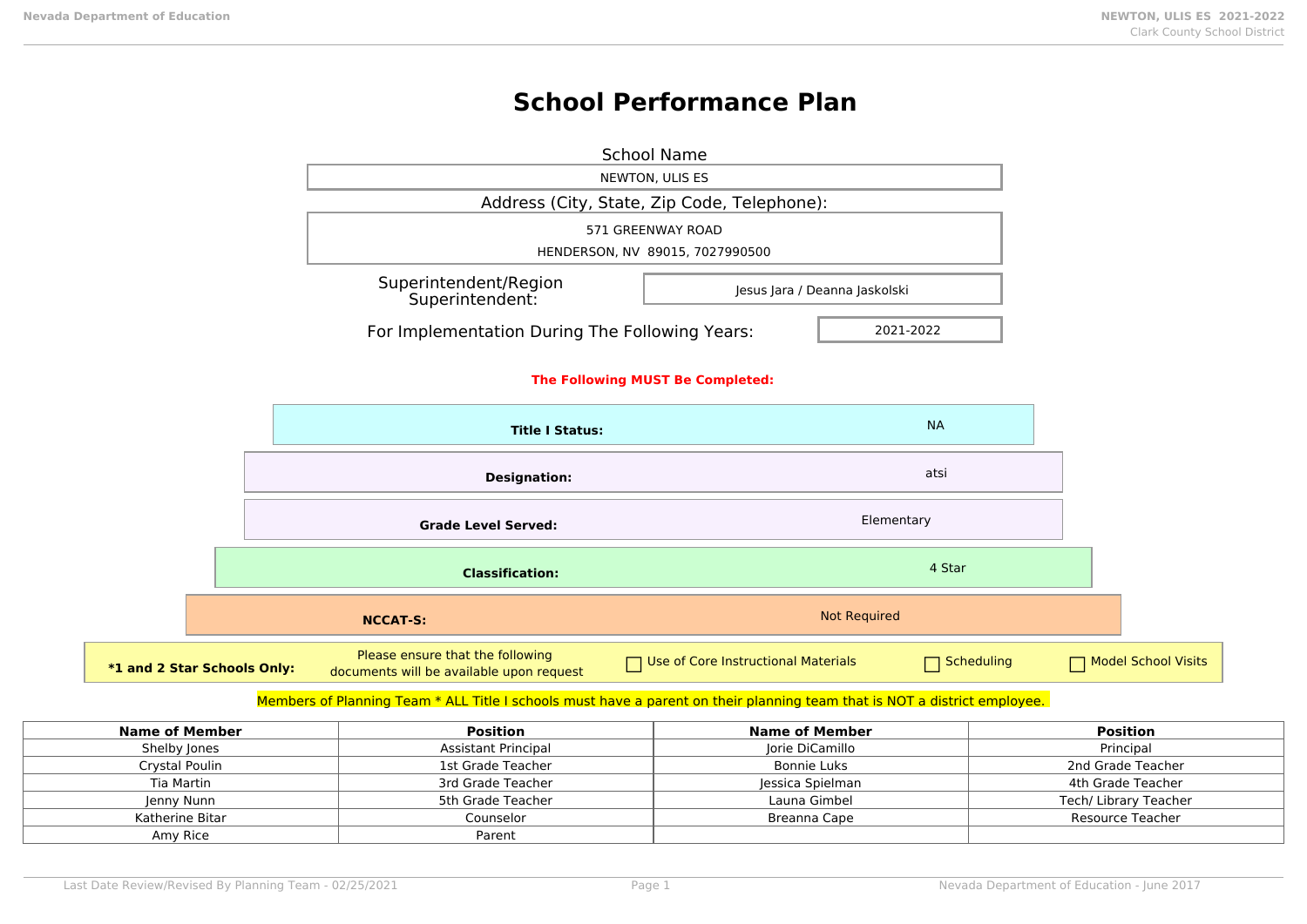# School Performance Plan

**School Name**

NEWTON, ULIS ES

**Address (City, State, Zip Code, Telephone):**

571 GREENWAY ROAD

HENDERSON, NV 89015, 7027990500

**Superintendent/Region Superintendent:** Jesus Jara / Deanna Jaskolski

**For Implementation During The Following Years:** 2021-2022

**The Following MUST Be Completed:**

| | |
|---|---|
| **Title I Status:** | NA |
| **Designation:** | atsi |
| **Grade Level Served:** | Elementary |
| **Classification:** | 4 Star |
| **NCCAT-S:** | Not Required |

**\*1 and 2 Star Schools Only:** Please ensure that the following documents will be available upon request

- ☐ Use of Core Instructional Materials
- ☐ Scheduling
- ☐ Model School Visits

Members of Planning Team * ALL Title I schools must have a parent on their planning team that is NOT a district employee.

| Name of Member | Position | Name of Member | Position |
|---|---|---|---|
| Shelby Jones | Assistant Principal | Jorie DiCamillo | Principal |
| Crystal Poulin | 1st Grade Teacher | Bonnie Luks | 2nd Grade Teacher |
| Tia Martin | 3rd Grade Teacher | Jessica Spielman | 4th Grade Teacher |
| Jenny Nunn | 5th Grade Teacher | Launa Gimbel | Tech/ Library Teacher |
| Katherine Bitar | Counselor | Breanna Cape | Resource Teacher |
| Amy Rice | Parent | | |

Last Date Review/Revised By Planning Team - 02/25/2021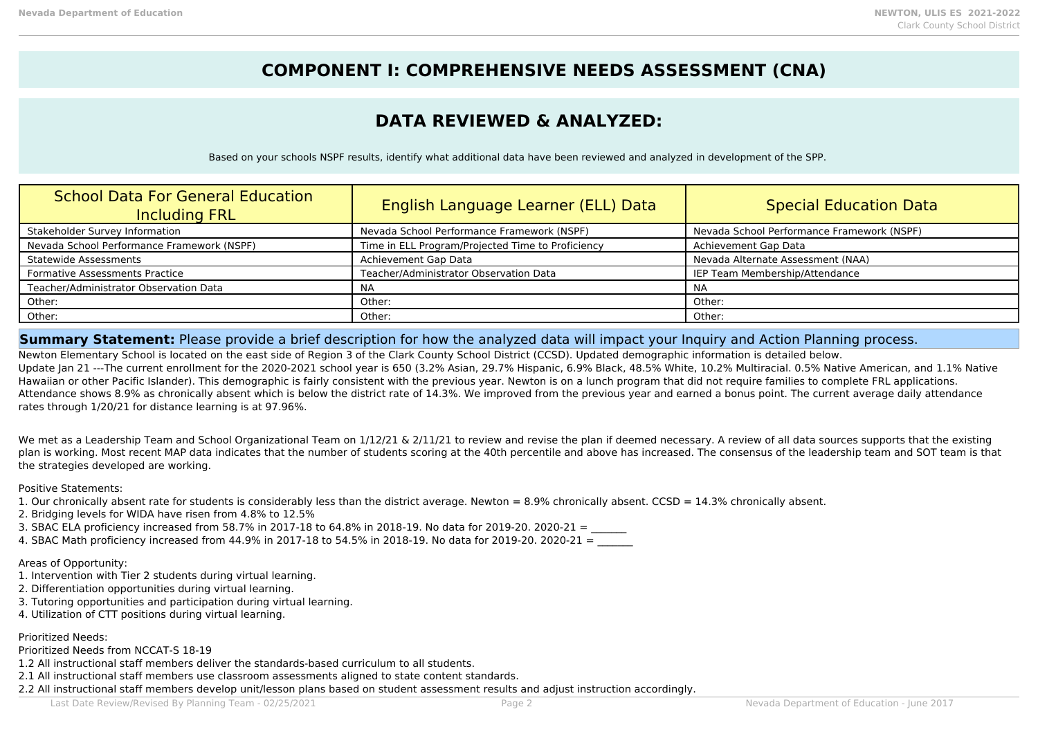# COMPONENT I: COMPREHENSIVE NEEDS ASSESSMENT (CNA)

## DATA REVIEWED & ANALYZED:

Based on your schools NSPF results, identify what additional data have been reviewed and analyzed in development of the SPP.

| School Data For General Education Including FRL | English Language Learner (ELL) Data | Special Education Data |
|---|---|---|
| Stakeholder Survey Information | Nevada School Performance Framework (NSPF) | Nevada School Performance Framework (NSPF) |
| Nevada School Performance Framework (NSPF) | Time in ELL Program/Projected Time to Proficiency | Achievement Gap Data |
| Statewide Assessments | Achievement Gap Data | Nevada Alternate Assessment (NAA) |
| Formative Assessments Practice | Teacher/Administrator Observation Data | IEP Team Membership/Attendance |
| Teacher/Administrator Observation Data | NA | NA |
| Other: | Other: | Other: |
| Other: | Other: | Other: |

**Summary Statement:** Please provide a brief description for how the analyzed data will impact your Inquiry and Action Planning process.

Newton Elementary School is located on the east side of Region 3 of the Clark County School District (CCSD). Updated demographic information is detailed below.
Update Jan 21 ---The current enrollment for the 2020-2021 school year is 650 (3.2% Asian, 29.7% Hispanic, 6.9% Black, 48.5% White, 10.2% Multiracial. 0.5% Native American, and 1.1% Native Hawaiian or other Pacific Islander). This demographic is fairly consistent with the previous year. Newton is on a lunch program that did not require families to complete FRL applications. Attendance shows 8.9% as chronically absent which is below the district rate of 14.3%. We improved from the previous year and earned a bonus point. The current average daily attendance rates through 1/20/21 for distance learning is at 97.96%.

We met as a Leadership Team and School Organizational Team on 1/12/21 & 2/11/21 to review and revise the plan if deemed necessary. A review of all data sources supports that the existing plan is working. Most recent MAP data indicates that the number of students scoring at the 40th percentile and above has increased. The consensus of the leadership team and SOT team is that the strategies developed are working.

Positive Statements:
1. Our chronically absent rate for students is considerably less than the district average. Newton = 8.9% chronically absent. CCSD = 14.3% chronically absent.
2. Bridging levels for WIDA have risen from 4.8% to 12.5%
3. SBAC ELA proficiency increased from 58.7% in 2017-18 to 64.8% in 2018-19. No data for 2019-20. 2020-21 = _______
4. SBAC Math proficiency increased from 44.9% in 2017-18 to 54.5% in 2018-19. No data for 2019-20. 2020-21 = _______

Areas of Opportunity:
1. Intervention with Tier 2 students during virtual learning.
2. Differentiation opportunities during virtual learning.
3. Tutoring opportunities and participation during virtual learning.
4. Utilization of CTT positions during virtual learning.

Prioritized Needs:
Prioritized Needs from NCCAT-S 18-19
1.2 All instructional staff members deliver the standards-based curriculum to all students.
2.1 All instructional staff members use classroom assessments aligned to state content standards.
2.2 All instructional staff members develop unit/lesson plans based on student assessment results and adjust instruction accordingly.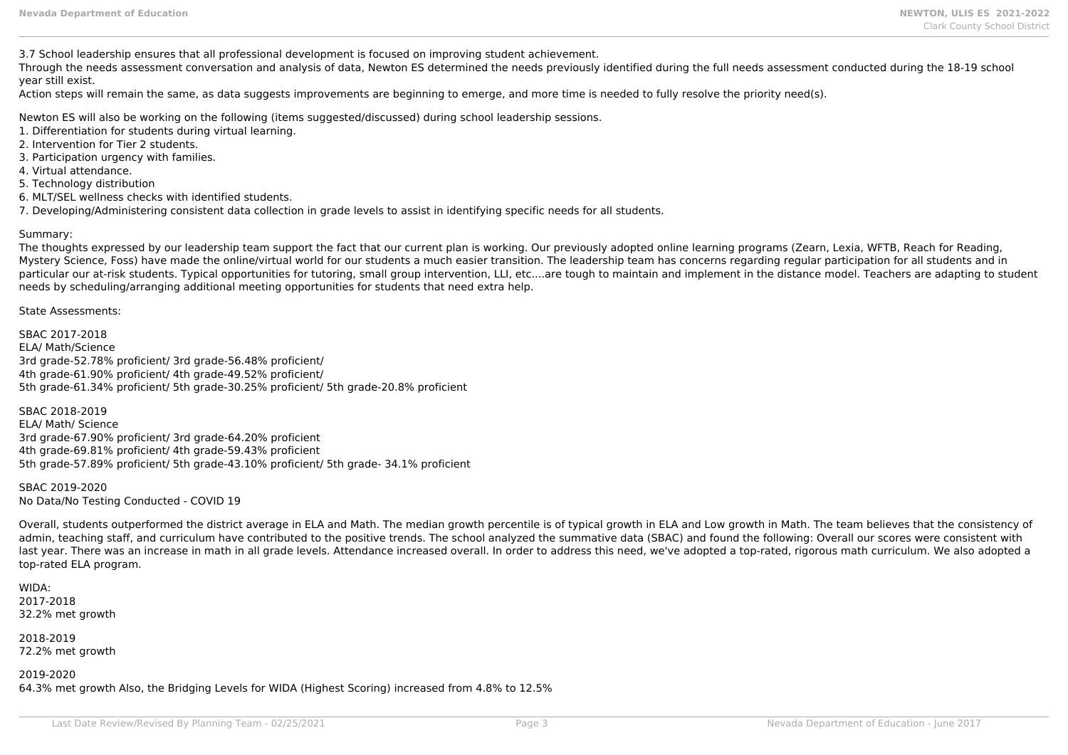3.7 School leadership ensures that all professional development is focused on improving student achievement.
Through the needs assessment conversation and analysis of data, Newton ES determined the needs previously identified during the full needs assessment conducted during the 18-19 school year still exist.
Action steps will remain the same, as data suggests improvements are beginning to emerge, and more time is needed to fully resolve the priority need(s).

Newton ES will also be working on the following (items suggested/discussed) during school leadership sessions.

1. Differentiation for students during virtual learning.
2. Intervention for Tier 2 students.
3. Participation urgency with families.
4. Virtual attendance.
5. Technology distribution
6. MLT/SEL wellness checks with identified students.
7. Developing/Administering consistent data collection in grade levels to assist in identifying specific needs for all students.

Summary:
The thoughts expressed by our leadership team support the fact that our current plan is working. Our previously adopted online learning programs (Zearn, Lexia, WFTB, Reach for Reading, Mystery Science, Foss) have made the online/virtual world for our students a much easier transition. The leadership team has concerns regarding regular participation for all students and in particular our at-risk students. Typical opportunities for tutoring, small group intervention, LLI, etc....are tough to maintain and implement in the distance model. Teachers are adapting to student needs by scheduling/arranging additional meeting opportunities for students that need extra help.

State Assessments:

SBAC 2017-2018
ELA/ Math/Science
3rd grade-52.78% proficient/ 3rd grade-56.48% proficient/
4th grade-61.90% proficient/ 4th grade-49.52% proficient/
5th grade-61.34% proficient/ 5th grade-30.25% proficient/ 5th grade-20.8% proficient

SBAC 2018-2019
ELA/ Math/ Science
3rd grade-67.90% proficient/ 3rd grade-64.20% proficient
4th grade-69.81% proficient/ 4th grade-59.43% proficient
5th grade-57.89% proficient/ 5th grade-43.10% proficient/ 5th grade- 34.1% proficient

SBAC 2019-2020
No Data/No Testing Conducted - COVID 19

Overall, students outperformed the district average in ELA and Math. The median growth percentile is of typical growth in ELA and Low growth in Math. The team believes that the consistency of admin, teaching staff, and curriculum have contributed to the positive trends. The school analyzed the summative data (SBAC) and found the following: Overall our scores were consistent with last year. There was an increase in math in all grade levels. Attendance increased overall. In order to address this need, we've adopted a top-rated, rigorous math curriculum. We also adopted a top-rated ELA program.

WIDA:
2017-2018
32.2% met growth

2018-2019
72.2% met growth

2019-2020
64.3% met growth Also, the Bridging Levels for WIDA (Highest Scoring) increased from 4.8% to 12.5%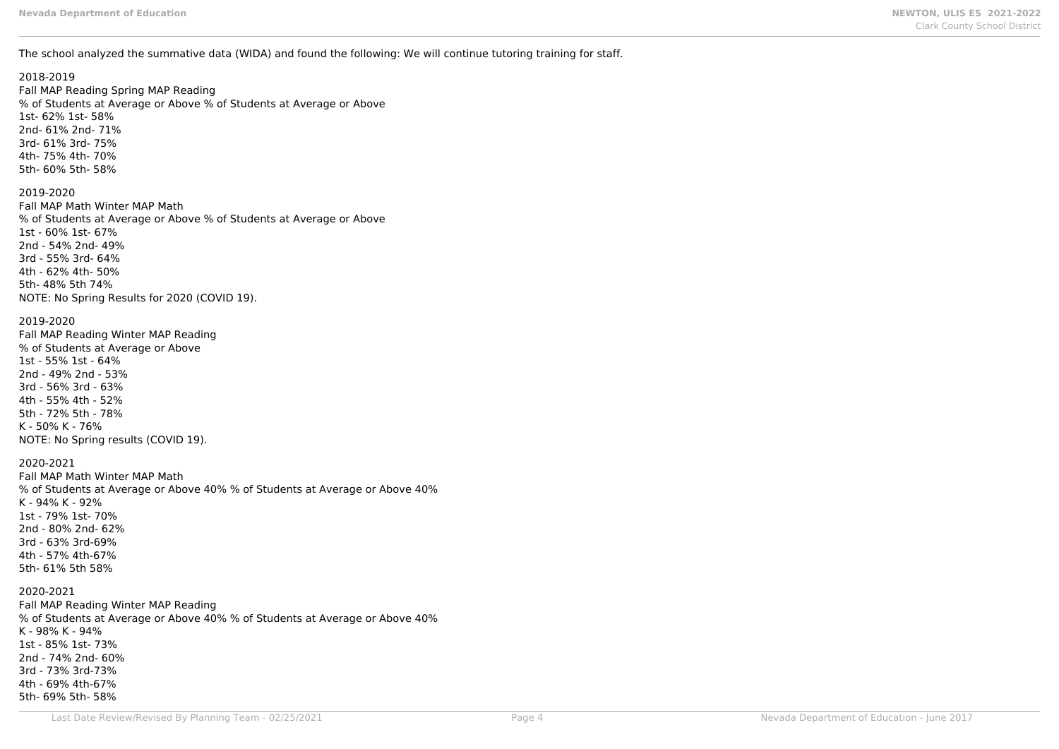The school analyzed the summative data (WIDA) and found the following: We will continue tutoring training for staff.

2018-2019
Fall MAP Reading Spring MAP Reading
% of Students at Average or Above % of Students at Average or Above
1st- 62% 1st- 58%
2nd- 61% 2nd- 71%
3rd- 61% 3rd- 75%
4th- 75% 4th- 70%
5th- 60% 5th- 58%

2019-2020
Fall MAP Math Winter MAP Math
% of Students at Average or Above % of Students at Average or Above
1st - 60% 1st- 67%
2nd - 54% 2nd- 49%
3rd - 55% 3rd- 64%
4th - 62% 4th- 50%
5th- 48% 5th 74%
NOTE: No Spring Results for 2020 (COVID 19).

2019-2020
Fall MAP Reading Winter MAP Reading
% of Students at Average or Above
1st - 55% 1st - 64%
2nd - 49% 2nd - 53%
3rd - 56% 3rd - 63%
4th - 55% 4th - 52%
5th - 72% 5th - 78%
K - 50% K - 76%
NOTE: No Spring results (COVID 19).

2020-2021
Fall MAP Math Winter MAP Math
% of Students at Average or Above 40% % of Students at Average or Above 40%
K - 94% K - 92%
1st - 79% 1st- 70%
2nd - 80% 2nd- 62%
3rd - 63% 3rd-69%
4th - 57% 4th-67%
5th- 61% 5th 58%

2020-2021
Fall MAP Reading Winter MAP Reading
% of Students at Average or Above 40% % of Students at Average or Above 40%
K - 98% K - 94%
1st - 85% 1st- 73%
2nd - 74% 2nd- 60%
3rd - 73% 3rd-73%
4th - 69% 4th-67%
5th- 69% 5th- 58%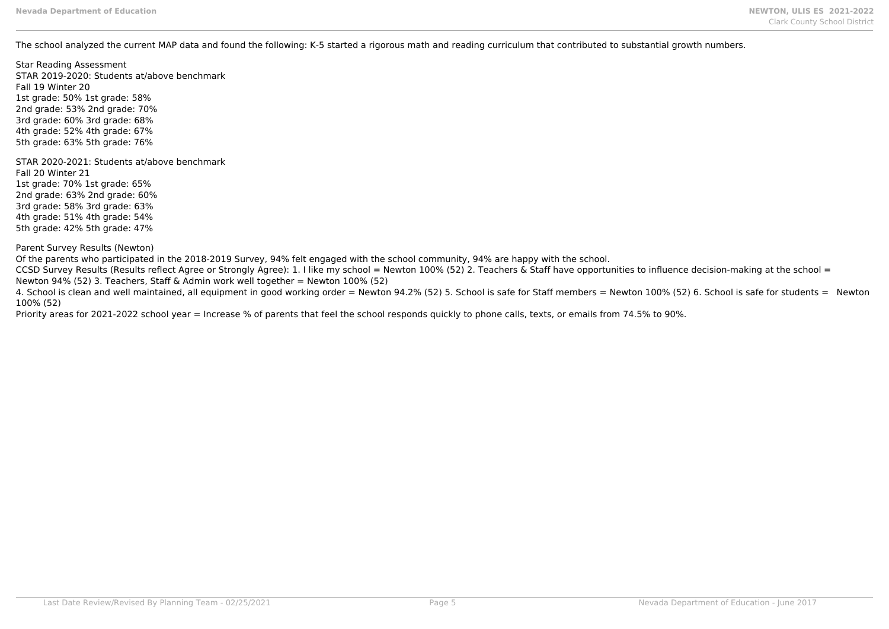The school analyzed the current MAP data and found the following: K-5 started a rigorous math and reading curriculum that contributed to substantial growth numbers.

Star Reading Assessment
STAR 2019-2020: Students at/above benchmark
Fall 19 Winter 20
1st grade: 50% 1st grade: 58%
2nd grade: 53% 2nd grade: 70%
3rd grade: 60% 3rd grade: 68%
4th grade: 52% 4th grade: 67%
5th grade: 63% 5th grade: 76%

STAR 2020-2021: Students at/above benchmark
Fall 20 Winter 21
1st grade: 70% 1st grade: 65%
2nd grade: 63% 2nd grade: 60%
3rd grade: 58% 3rd grade: 63%
4th grade: 51% 4th grade: 54%
5th grade: 42% 5th grade: 47%

Parent Survey Results (Newton)
Of the parents who participated in the 2018-2019 Survey, 94% felt engaged with the school community, 94% are happy with the school.
CCSD Survey Results (Results reflect Agree or Strongly Agree): 1. I like my school = Newton 100% (52) 2. Teachers & Staff have opportunities to influence decision-making at the school = Newton 94% (52) 3. Teachers, Staff & Admin work well together = Newton 100% (52)
4. School is clean and well maintained, all equipment in good working order = Newton 94.2% (52) 5. School is safe for Staff members = Newton 100% (52) 6. School is safe for students = Newton 100% (52)
Priority areas for 2021-2022 school year = Increase % of parents that feel the school responds quickly to phone calls, texts, or emails from 74.5% to 90%.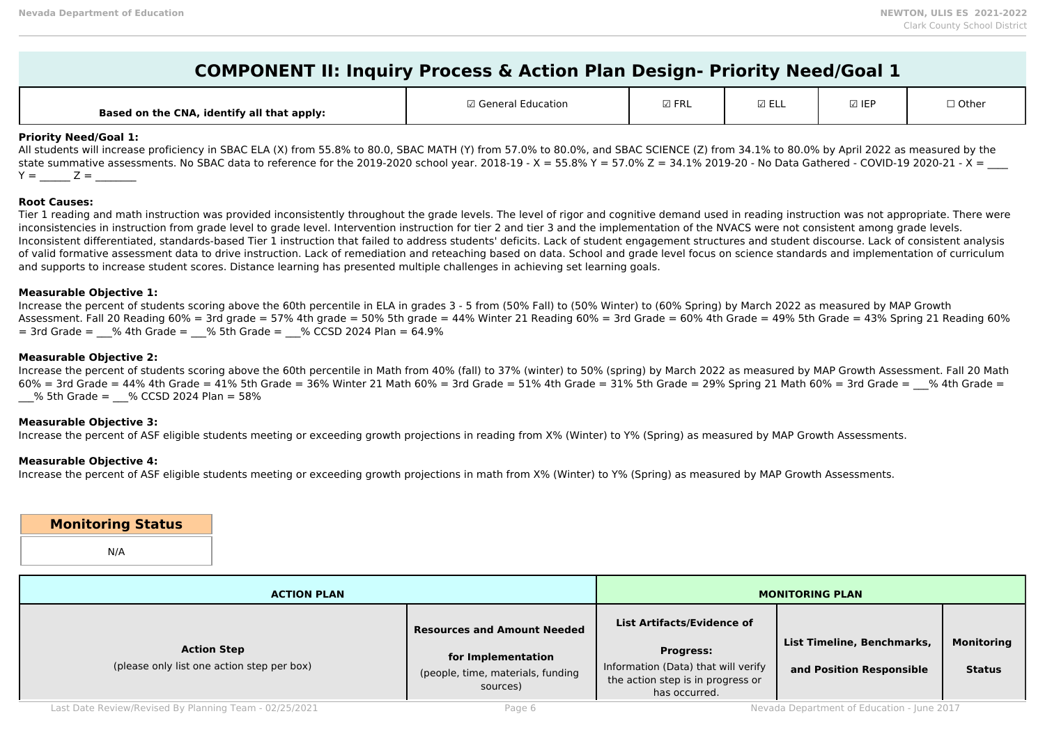# COMPONENT II: Inquiry Process & Action Plan Design- Priority Need/Goal 1

| Based on the CNA, identify all that apply: | ☑ General Education | ☑ FRL | ☑ ELL | ☑ IEP | ☐ Other |
|---|---|---|---|---|---|

**Priority Need/Goal 1:**

All students will increase proficiency in SBAC ELA (X) from 55.8% to 80.0, SBAC MATH (Y) from 57.0% to 80.0%, and SBAC SCIENCE (Z) from 34.1% to 80.0% by April 2022 as measured by the state summative assessments. No SBAC data to reference for the 2019-2020 school year. 2018-19 - X = 55.8% Y = 57.0% Z = 34.1% 2019-20 - No Data Gathered - COVID-19 2020-21 - X = ____ Y = ______ Z = ________

**Root Causes:**

Tier 1 reading and math instruction was provided inconsistently throughout the grade levels. The level of rigor and cognitive demand used in reading instruction was not appropriate. There were inconsistencies in instruction from grade level to grade level. Intervention instruction for tier 2 and tier 3 and the implementation of the NVACS were not consistent among grade levels. Inconsistent differentiated, standards-based Tier 1 instruction that failed to address students' deficits. Lack of student engagement structures and student discourse. Lack of consistent analysis of valid formative assessment data to drive instruction. Lack of remediation and reteaching based on data. School and grade level focus on science standards and implementation of curriculum and supports to increase student scores. Distance learning has presented multiple challenges in achieving set learning goals.

**Measurable Objective 1:**

Increase the percent of students scoring above the 60th percentile in ELA in grades 3 - 5 from (50% Fall) to (50% Winter) to (60% Spring) by March 2022 as measured by MAP Growth Assessment. Fall 20 Reading 60% = 3rd grade = 57% 4th grade = 50% 5th grade = 44% Winter 21 Reading 60% = 3rd Grade = 60% 4th Grade = 49% 5th Grade = 43% Spring 21 Reading 60% = 3rd Grade = ___% 4th Grade = ___% 5th Grade = ___% CCSD 2024 Plan = 64.9%

**Measurable Objective 2:**

Increase the percent of students scoring above the 60th percentile in Math from 40% (fall) to 37% (winter) to 50% (spring) by March 2022 as measured by MAP Growth Assessment. Fall 20 Math 60% = 3rd Grade = 44% 4th Grade = 41% 5th Grade = 36% Winter 21 Math 60% = 3rd Grade = 51% 4th Grade = 31% 5th Grade = 29% Spring 21 Math 60% = 3rd Grade = ___% 4th Grade = ___% 5th Grade = ___% CCSD 2024 Plan = 58%

**Measurable Objective 3:**

Increase the percent of ASF eligible students meeting or exceeding growth projections in reading from X% (Winter) to Y% (Spring) as measured by MAP Growth Assessments.

**Measurable Objective 4:**

Increase the percent of ASF eligible students meeting or exceeding growth projections in math from X% (Winter) to Y% (Spring) as measured by MAP Growth Assessments.

| Monitoring Status |
|---|
| N/A |

| ACTION PLAN | | MONITORING PLAN | | |
|---|---|---|---|---|
| **Action Step** (please only list one action step per box) | **Resources and Amount Needed for Implementation** (people, time, materials, funding sources) | **List Artifacts/Evidence of Progress:** Information (Data) that will verify the action step is in progress or has occurred. | **List Timeline, Benchmarks, and Position Responsible** | **Monitoring Status** |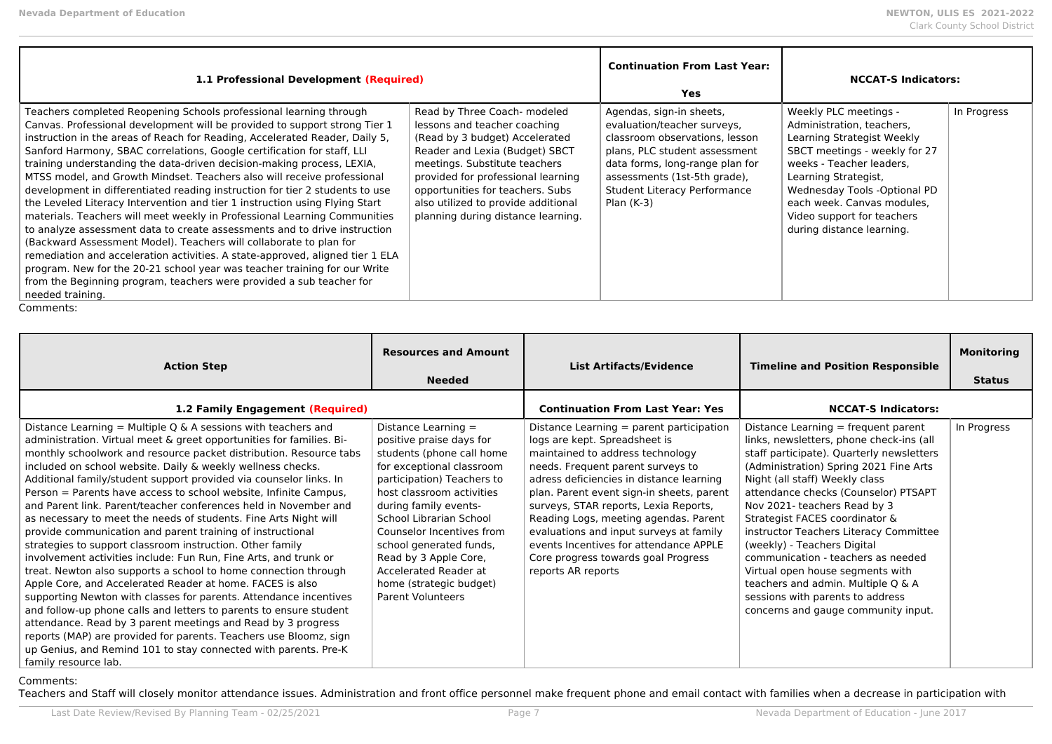| 1.1 Professional Development (Required) | | Continuation From Last Year: Yes | NCCAT-S Indicators: | |
|---|---|---|---|---|
| Teachers completed Reopening Schools professional learning through Canvas. Professional development will be provided to support strong Tier 1 instruction in the areas of Reach for Reading, Accelerated Reader, Daily 5, Sanford Harmony, SBAC correlations, Google certification for staff, LLI training understanding the data-driven decision-making process, LEXIA, MTSS model, and Growth Mindset. Teachers also will receive professional development in differentiated reading instruction for tier 2 students to use the Leveled Literacy Intervention and tier 1 instruction using Flying Start materials. Teachers will meet weekly in Professional Learning Communities to analyze assessment data to create assessments and to drive instruction (Backward Assessment Model). Teachers will collaborate to plan for remediation and acceleration activities. A state-approved, aligned tier 1 ELA program. New for the 20-21 school year was teacher training for our Write from the Beginning program, teachers were provided a sub teacher for needed training. | Read by Three Coach- modeled lessons and teacher coaching (Read by 3 budget) Accelerated Reader and Lexia (Budget) SBCT meetings. Substitute teachers provided for professional learning opportunities for teachers. Subs also utilized to provide additional planning during distance learning. | Agendas, sign-in sheets, evaluation/teacher surveys, classroom observations, lesson plans, PLC student assessment data forms, long-range plan for assessments (1st-5th grade), Student Literacy Performance Plan (K-3) | Weekly PLC meetings - Administration, teachers, Learning Strategist Weekly SBCT meetings - weekly for 27 weeks - Teacher leaders, Learning Strategist, Wednesday Tools -Optional PD each week. Canvas modules, Video support for teachers during distance learning. | In Progress |

Comments:

| Action Step | Resources and Amount Needed | List Artifacts/Evidence | Timeline and Position Responsible | Monitoring Status |
|---|---|---|---|---|
| **1.2 Family Engagement (Required)** | | **Continuation From Last Year: Yes** | **NCCAT-S Indicators:** | |
| Distance Learning = Multiple Q & A sessions with teachers and administration. Virtual meet & greet opportunities for families. Bi-monthly schoolwork and resource packet distribution. Resource tabs included on school website. Daily & weekly wellness checks. Additional family/student support provided via counselor links. In Person = Parents have access to school website, Infinite Campus, and Parent link. Parent/teacher conferences held in November and as necessary to meet the needs of students. Fine Arts Night will provide communication and parent training of instructional strategies to support classroom instruction. Other family involvement activities include: Fun Run, Fine Arts, and trunk or treat. Newton also supports a school to home connection through Apple Core, and Accelerated Reader at home. FACES is also supporting Newton with classes for parents. Attendance incentives and follow-up phone calls and letters to parents to ensure student attendance. Read by 3 parent meetings and Read by 3 progress reports (MAP) are provided for parents. Teachers use Bloomz, sign up Genius, and Remind 101 to stay connected with parents. Pre-K family resource lab. | Distance Learning = positive praise days for students (phone call home for exceptional classroom participation) Teachers to host classroom activities during family events- School Librarian School Counselor Incentives from school generated funds, Read by 3 Apple Core, Accelerated Reader at home (strategic budget) Parent Volunteers | Distance Learning = parent participation logs are kept. Spreadsheet is maintained to address technology needs. Frequent parent surveys to adress deficiencies in distance learning plan. Parent event sign-in sheets, parent surveys, STAR reports, Lexia Reports, Reading Logs, meeting agendas. Parent evaluations and input surveys at family events Incentives for attendance APPLE Core progress towards goal Progress reports AR reports | Distance Learning = frequent parent links, newsletters, phone check-ins (all staff participate). Quarterly newsletters (Administration) Spring 2021 Fine Arts Night (all staff) Weekly class attendance checks (Counselor) PTSAPT Nov 2021- teachers Read by 3 Strategist FACES coordinator & instructor Teachers Literacy Committee (weekly) - Teachers Digital communication - teachers as needed Virtual open house segments with teachers and admin. Multiple Q & A sessions with parents to address concerns and gauge community input. | In Progress |

Comments:

Teachers and Staff will closely monitor attendance issues. Administration and front office personnel make frequent phone and email contact with families when a decrease in participation with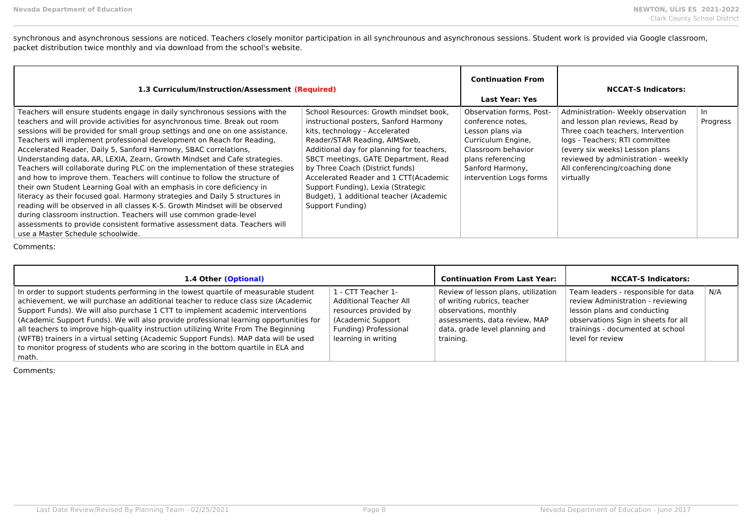synchronous and asynchronous sessions are noticed. Teachers closely monitor participation in all synchrounous and asynchronous sessions. Student work is provided via Google classroom, packet distribution twice monthly and via download from the school's website.

| **1.3 Curriculum/Instruction/Assessment (Required)** | | **Continuation From Last Year: Yes** | **NCCAT-S Indicators:** | |
|---|---|---|---|---|
| Teachers will ensure students engage in daily synchronous sessions with the teachers and will provide activities for asynchronous time. Break out room sessions will be provided for small group settings and one on one assistance. Teachers will implement professional development on Reach for Reading, Accelerated Reader, Daily 5, Sanford Harmony, SBAC correlations, Understanding data, AR, LEXIA, Zearn, Growth Mindset and Cafe strategies. Teachers will collaborate during PLC on the implementation of these strategies and how to improve them. Teachers will continue to follow the structure of their own Student Learning Goal with an emphasis in core deficiency in literacy as their focused goal. Harmony strategies and Daily 5 structures in reading will be observed in all classes K-5. Growth Mindset will be observed during classroom instruction. Teachers will use common grade-level assessments to provide consistent formative assessment data. Teachers will use a Master Schedule schoolwide. | School Resources: Growth mindset book, instructional posters, Sanford Harmony kits, technology - Accelerated Reader/STAR Reading, AIMSweb, Additional day for planning for teachers, SBCT meetings, GATE Department, Read by Three Coach (District funds) Accelerated Reader and 1 CTT(Academic Support Funding), Lexia (Strategic Budget), 1 additional teacher (Academic Support Funding) | Observation forms, Post-conference notes, Lesson plans via Curriculum Engine, Classroom behavior plans referencing Sanford Harmony, intervention Logs forms | Administration- Weekly observation and lesson plan reviews, Read by Three coach teachers, Intervention logs - Teachers; RTI committee (every six weeks) Lesson plans reviewed by administration - weekly All conferencing/coaching done virtually | In Progress |

Comments:

| **1.4 Other (Optional)** | | **Continuation From Last Year:** | **NCCAT-S Indicators:** | |
|---|---|---|---|---|
| In order to support students performing in the lowest quartile of measurable student achievement, we will purchase an additional teacher to reduce class size (Academic Support Funds). We will also purchase 1 CTT to implement academic interventions (Academic Support Funds). We will also provide professional learning opportunities for all teachers to improve high-quality instruction utilizing Write From The Beginning (WFTB) trainers in a virtual setting (Academic Support Funds). MAP data will be used to monitor progress of students who are scoring in the bottom quartile in ELA and math. | 1 - CTT Teacher 1- Additional Teacher All resources provided by (Academic Support Funding) Professional learning in writing | Review of lesson plans, utilization of writing rubrics, teacher observations, monthly assessments, data review, MAP data, grade level planning and training. | Team leaders - responsible for data review Administration - reviewing lesson plans and conducting observations Sign in sheets for all trainings - documented at school level for review | N/A |

Comments: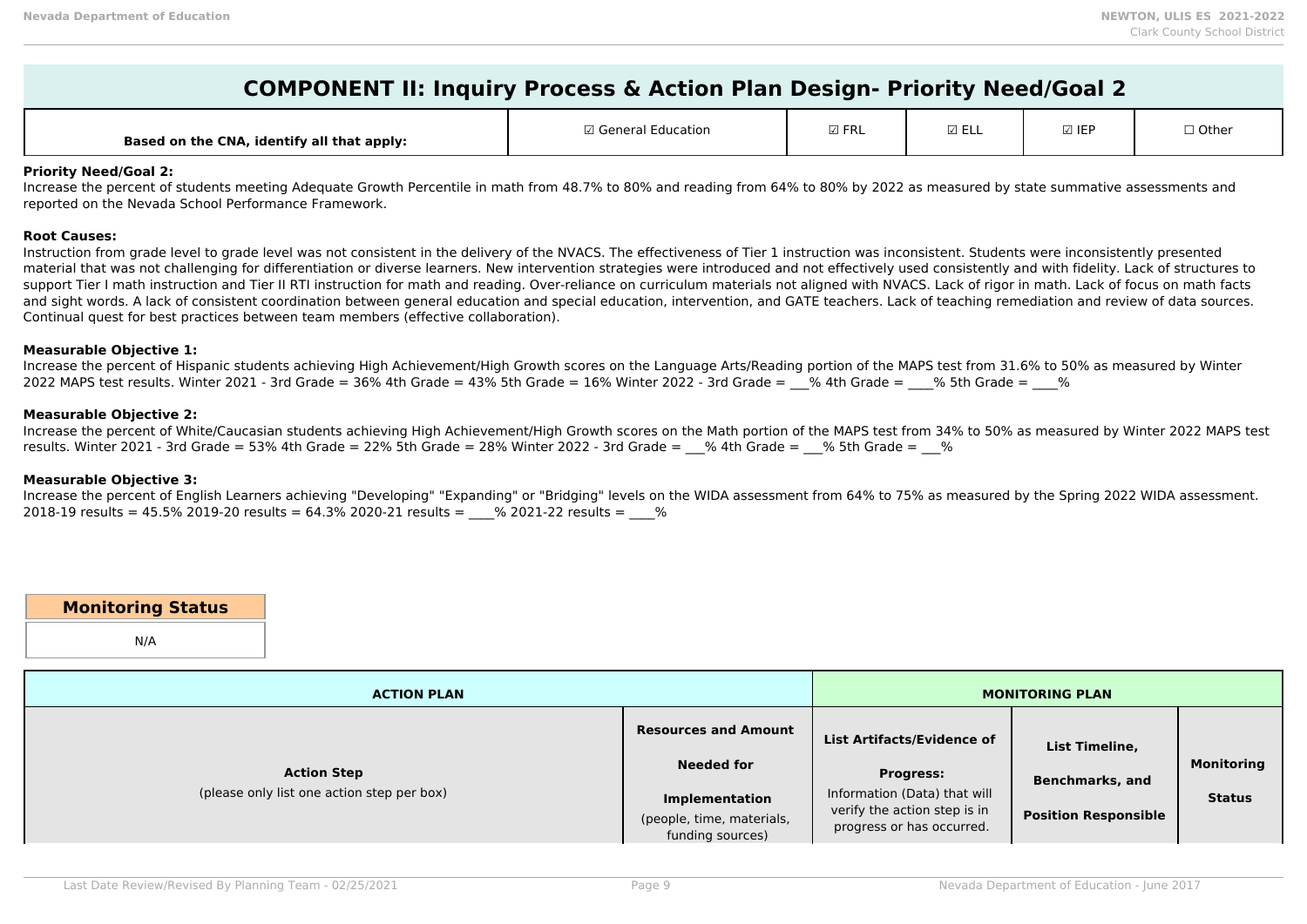# COMPONENT II: Inquiry Process & Action Plan Design- Priority Need/Goal 2

| Based on the CNA, identify all that apply: | ☑ General Education | ☑ FRL | ☑ ELL | ☑ IEP | ☐ Other |
|---|---|---|---|---|---|

**Priority Need/Goal 2:**
Increase the percent of students meeting Adequate Growth Percentile in math from 48.7% to 80% and reading from 64% to 80% by 2022 as measured by state summative assessments and reported on the Nevada School Performance Framework.

**Root Causes:**
Instruction from grade level to grade level was not consistent in the delivery of the NVACS. The effectiveness of Tier 1 instruction was inconsistent. Students were inconsistently presented material that was not challenging for differentiation or diverse learners. New intervention strategies were introduced and not effectively used consistently and with fidelity. Lack of structures to support Tier I math instruction and Tier II RTI instruction for math and reading. Over-reliance on curriculum materials not aligned with NVACS. Lack of rigor in math. Lack of focus on math facts and sight words. A lack of consistent coordination between general education and special education, intervention, and GATE teachers. Lack of teaching remediation and review of data sources. Continual quest for best practices between team members (effective collaboration).

**Measurable Objective 1:**
Increase the percent of Hispanic students achieving High Achievement/High Growth scores on the Language Arts/Reading portion of the MAPS test from 31.6% to 50% as measured by Winter 2022 MAPS test results. Winter 2021 - 3rd Grade = 36% 4th Grade = 43% 5th Grade = 16% Winter 2022 - 3rd Grade = ___% 4th Grade = ____% 5th Grade = ____%

**Measurable Objective 2:**
Increase the percent of White/Caucasian students achieving High Achievement/High Growth scores on the Math portion of the MAPS test from 34% to 50% as measured by Winter 2022 MAPS test results. Winter 2021 - 3rd Grade = 53% 4th Grade = 22% 5th Grade = 28% Winter 2022 - 3rd Grade = ___% 4th Grade = ___% 5th Grade = ___%

**Measurable Objective 3:**
Increase the percent of English Learners achieving "Developing" "Expanding" or "Bridging" levels on the WIDA assessment from 64% to 75% as measured by the Spring 2022 WIDA assessment. 2018-19 results = 45.5% 2019-20 results = 64.3% 2020-21 results = ____% 2021-22 results = ____%

| Monitoring Status |
|---|
| N/A |

| ACTION PLAN | | MONITORING PLAN | | |
|---|---|---|---|---|
| **Action Step** (please only list one action step per box) | **Resources and Amount Needed for Implementation** (people, time, materials, funding sources) | **List Artifacts/Evidence of Progress:** Information (Data) that will verify the action step is in progress or has occurred. | **List Timeline, Benchmarks, and Position Responsible** | **Monitoring Status** |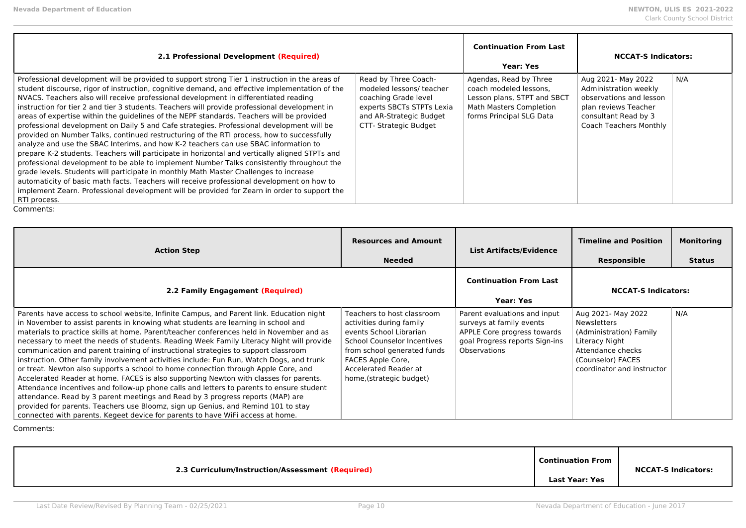| 2.1 Professional Development (Required) | | Continuation From Last Year: Yes | NCCAT-S Indicators: | |
|---|---|---|---|---|
| Professional development will be provided to support strong Tier 1 instruction in the areas of student discourse, rigor of instruction, cognitive demand, and effective implementation of the NVACS. Teachers also will receive professional development in differentiated reading instruction for tier 2 and tier 3 students. Teachers will provide professional development in areas of expertise within the guidelines of the NEPF standards. Teachers will be provided professional development on Daily 5 and Cafe strategies. Professional development will be provided on Number Talks, continued restructuring of the RTI process, how to successfully analyze and use the SBAC Interims, and how K-2 teachers can use SBAC information to prepare K-2 students. Teachers will participate in horizontal and vertically aligned STPTs and professional development to be able to implement Number Talks consistently throughout the grade levels. Students will participate in monthly Math Master Challenges to increase automaticity of basic math facts. Teachers will receive professional development on how to implement Zearn. Professional development will be provided for Zearn in order to support the RTI process. | Read by Three Coach-modeled lessons/ teacher coaching Grade level experts SBCTs STPTs Lexia and AR-Strategic Budget CTT- Strategic Budget | Agendas, Read by Three coach modeled lessons, Lesson plans, STPT and SBCT Math Masters Completion forms Principal SLG Data | Aug 2021- May 2022 Administration weekly observations and lesson plan reviews Teacher consultant Read by 3 Coach Teachers Monthly | N/A |

Comments:

| Action Step | Resources and Amount Needed | List Artifacts/Evidence | Timeline and Position Responsible | Monitoring Status |
|---|---|---|---|---|
| **2.2 Family Engagement (Required)** | | **Continuation From Last Year: Yes** | **NCCAT-S Indicators:** | |
| Parents have access to school website, Infinite Campus, and Parent link. Education night in November to assist parents in knowing what students are learning in school and materials to practice skills at home. Parent/teacher conferences held in November and as necessary to meet the needs of students. Reading Week Family Literacy Night will provide communication and parent training of instructional strategies to support classroom instruction. Other family involvement activities include: Fun Run, Watch Dogs, and trunk or treat. Newton also supports a school to home connection through Apple Core, and Accelerated Reader at home. FACES is also supporting Newton with classes for parents. Attendance incentives and follow-up phone calls and letters to parents to ensure student attendance. Read by 3 parent meetings and Read by 3 progress reports (MAP) are provided for parents. Teachers use Bloomz, sign up Genius, and Remind 101 to stay connected with parents. Kegeet device for parents to have WiFi access at home. | Teachers to host classroom activities during family events School Librarian School Counselor Incentives from school generated funds FACES Apple Core, Accelerated Reader at home,(strategic budget) | Parent evaluations and input surveys at family events APPLE Core progress towards goal Progress reports Sign-ins Observations | Aug 2021- May 2022 Newsletters (Administration) Family Literacy Night Attendance checks (Counselor) FACES coordinator and instructor | N/A |

Comments:

| 2.3 Curriculum/Instruction/Assessment (Required) | Continuation From Last Year: Yes | NCCAT-S Indicators: |
|---|---|---|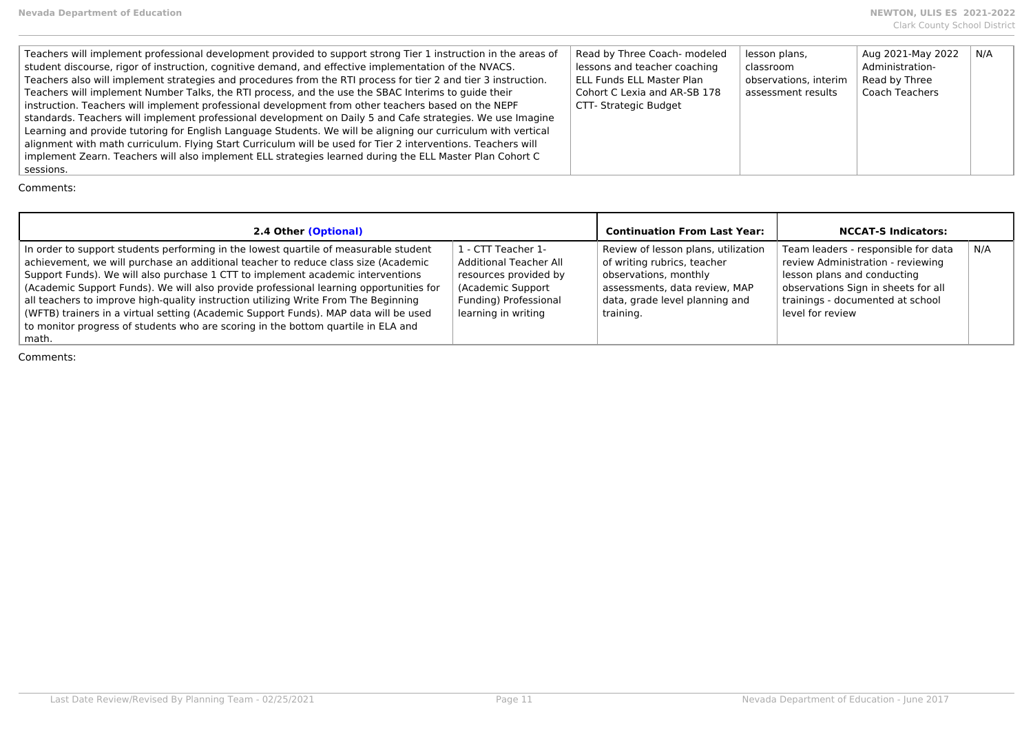| | | | | |
|---|---|---|---|---|
| Teachers will implement professional development provided to support strong Tier 1 instruction in the areas of student discourse, rigor of instruction, cognitive demand, and effective implementation of the NVACS. Teachers also will implement strategies and procedures from the RTI process for tier 2 and tier 3 instruction. Teachers will implement Number Talks, the RTI process, and the use the SBAC Interims to guide their instruction. Teachers will implement professional development from other teachers based on the NEPF standards. Teachers will implement professional development on Daily 5 and Cafe strategies. We use Imagine Learning and provide tutoring for English Language Students. We will be aligning our curriculum with vertical alignment with math curriculum. Flying Start Curriculum will be used for Tier 2 interventions. Teachers will implement Zearn. Teachers will also implement ELL strategies learned during the ELL Master Plan Cohort C sessions. | Read by Three Coach- modeled lessons and teacher coaching ELL Funds ELL Master Plan Cohort C Lexia and AR-SB 178 CTT- Strategic Budget | lesson plans, classroom observations, interim assessment results | Aug 2021-May 2022 Administration- Read by Three Coach Teachers | N/A |

Comments:

| **2.4 Other (Optional)** | | **Continuation From Last Year:** | **NCCAT-S Indicators:** | |
|---|---|---|---|---|
| In order to support students performing in the lowest quartile of measurable student achievement, we will purchase an additional teacher to reduce class size (Academic Support Funds). We will also purchase 1 CTT to implement academic interventions (Academic Support Funds). We will also provide professional learning opportunities for all teachers to improve high-quality instruction utilizing Write From The Beginning (WFTB) trainers in a virtual setting (Academic Support Funds). MAP data will be used to monitor progress of students who are scoring in the bottom quartile in ELA and math. | 1 - CTT Teacher 1- Additional Teacher All resources provided by (Academic Support Funding) Professional learning in writing | Review of lesson plans, utilization of writing rubrics, teacher observations, monthly assessments, data review, MAP data, grade level planning and training. | Team leaders - responsible for data review Administration - reviewing lesson plans and conducting observations Sign in sheets for all trainings - documented at school level for review | N/A |

Comments: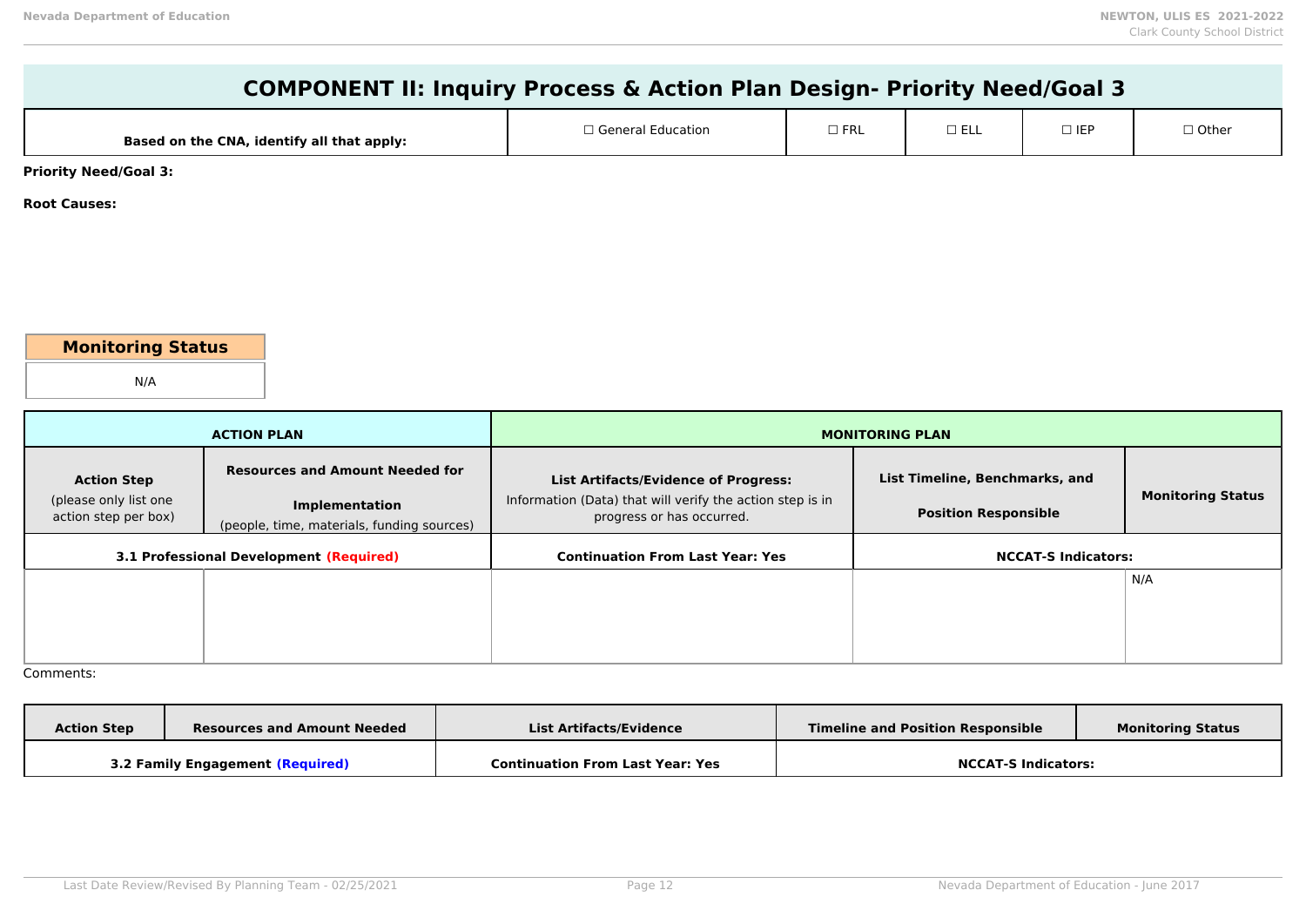# COMPONENT II: Inquiry Process & Action Plan Design- Priority Need/Goal 3

| Based on the CNA, identify all that apply: | ☐ General Education | ☐ FRL | ☐ ELL | ☐ IEP | ☐ Other |
|---|---|---|---|---|---|

**Priority Need/Goal 3:**

**Root Causes:**

| Monitoring Status |
|---|
| N/A |

| ACTION PLAN | | MONITORING PLAN | | |
|---|---|---|---|---|
| **Action Step** (please only list one action step per box) | **Resources and Amount Needed for Implementation** (people, time, materials, funding sources) | **List Artifacts/Evidence of Progress:** Information (Data) that will verify the action step is in progress or has occurred. | **List Timeline, Benchmarks, and Position Responsible** | **Monitoring Status** |
| **3.1 Professional Development (Required)** | | **Continuation From Last Year: Yes** | **NCCAT-S Indicators:** | |
| | | | | N/A |

Comments:

| Action Step | Resources and Amount Needed | List Artifacts/Evidence | Timeline and Position Responsible | Monitoring Status |
|---|---|---|---|---|
| **3.2 Family Engagement (Required)** | | **Continuation From Last Year: Yes** | **NCCAT-S Indicators:** | |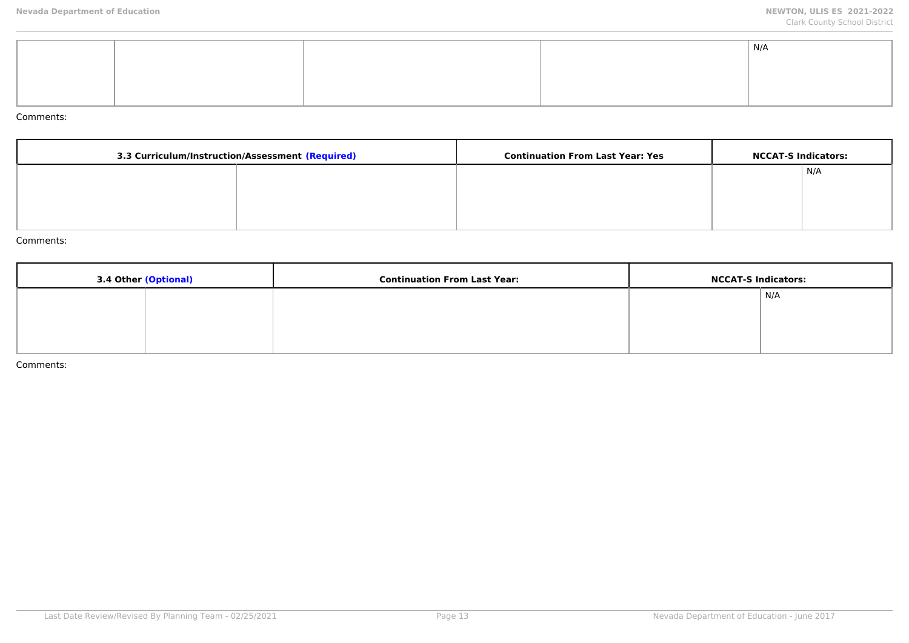| | | | | |
|---|---|---|---|---|
| | | | | N/A |

Comments:

| 3.3 Curriculum/Instruction/Assessment **(Required)** | | Continuation From Last Year: Yes | NCCAT-S Indicators: | |
|---|---|---|---|---|
| | | | | N/A |

Comments:

| 3.4 Other **(Optional)** | | Continuation From Last Year: | NCCAT-S Indicators: | |
|---|---|---|---|---|
| | | | | N/A |

Comments: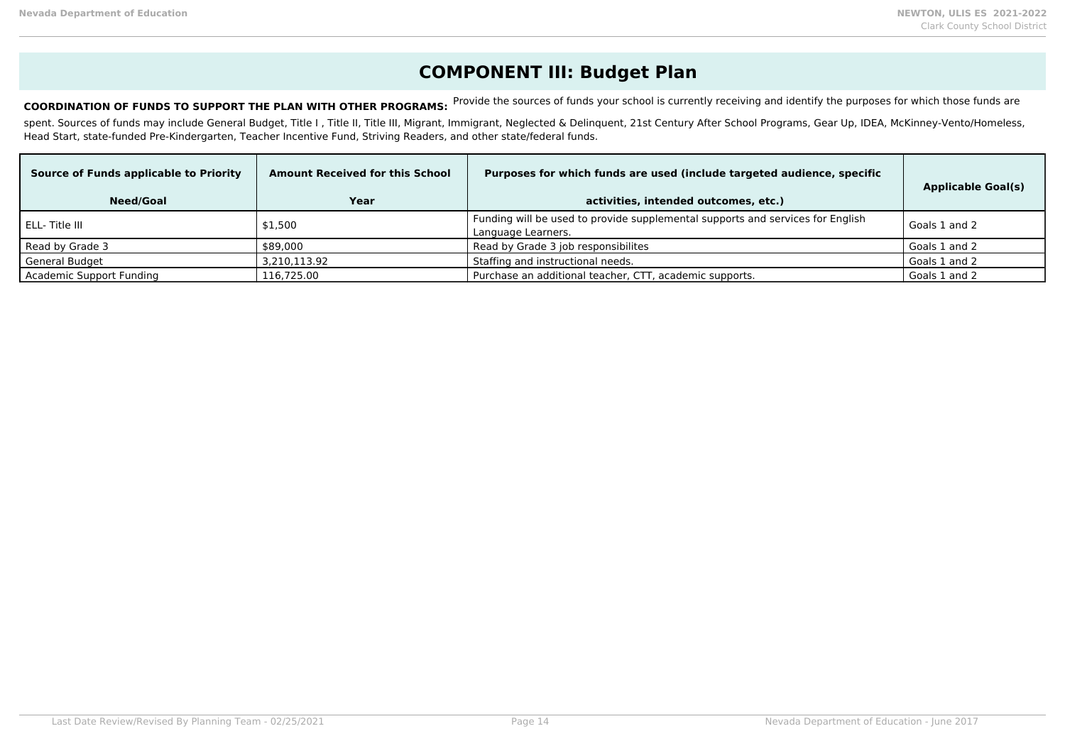# COMPONENT III: Budget Plan

**COORDINATION OF FUNDS TO SUPPORT THE PLAN WITH OTHER PROGRAMS:** Provide the sources of funds your school is currently receiving and identify the purposes for which those funds are spent. Sources of funds may include General Budget, Title I , Title II, Title III, Migrant, Immigrant, Neglected & Delinquent, 21st Century After School Programs, Gear Up, IDEA, McKinney-Vento/Homeless, Head Start, state-funded Pre-Kindergarten, Teacher Incentive Fund, Striving Readers, and other state/federal funds.

| Source of Funds applicable to Priority Need/Goal | Amount Received for this School Year | Purposes for which funds are used (include targeted audience, specific activities, intended outcomes, etc.) | Applicable Goal(s) |
|---|---|---|---|
| ELL- Title III | $1,500 | Funding will be used to provide supplemental supports and services for English Language Learners. | Goals 1 and 2 |
| Read by Grade 3 | $89,000 | Read by Grade 3 job responsibilites | Goals 1 and 2 |
| General Budget | 3,210,113.92 | Staffing and instructional needs. | Goals 1 and 2 |
| Academic Support Funding | 116,725.00 | Purchase an additional teacher, CTT, academic supports. | Goals 1 and 2 |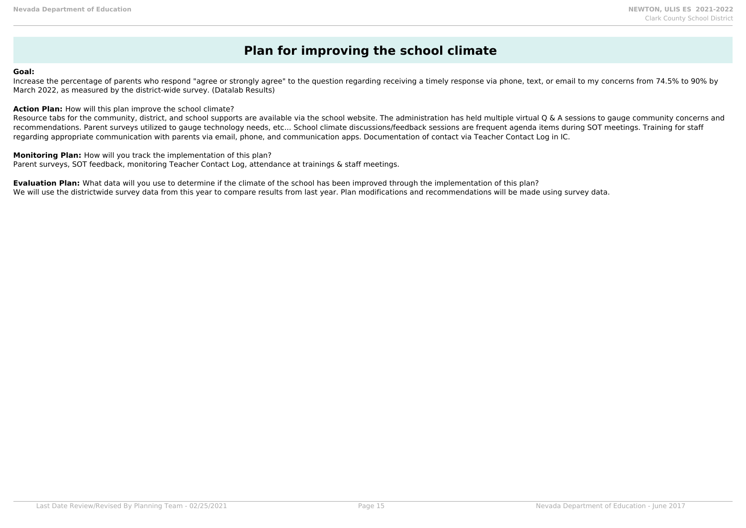# Plan for improving the school climate

**Goal:**
Increase the percentage of parents who respond "agree or strongly agree" to the question regarding receiving a timely response via phone, text, or email to my concerns from 74.5% to 90% by March 2022, as measured by the district-wide survey. (Datalab Results)

**Action Plan:** How will this plan improve the school climate?
Resource tabs for the community, district, and school supports are available via the school website. The administration has held multiple virtual Q & A sessions to gauge community concerns and recommendations. Parent surveys utilized to gauge technology needs, etc... School climate discussions/feedback sessions are frequent agenda items during SOT meetings. Training for staff regarding appropriate communication with parents via email, phone, and communication apps. Documentation of contact via Teacher Contact Log in IC.

**Monitoring Plan:** How will you track the implementation of this plan?
Parent surveys, SOT feedback, monitoring Teacher Contact Log, attendance at trainings & staff meetings.

**Evaluation Plan:** What data will you use to determine if the climate of the school has been improved through the implementation of this plan?
We will use the districtwide survey data from this year to compare results from last year. Plan modifications and recommendations will be made using survey data.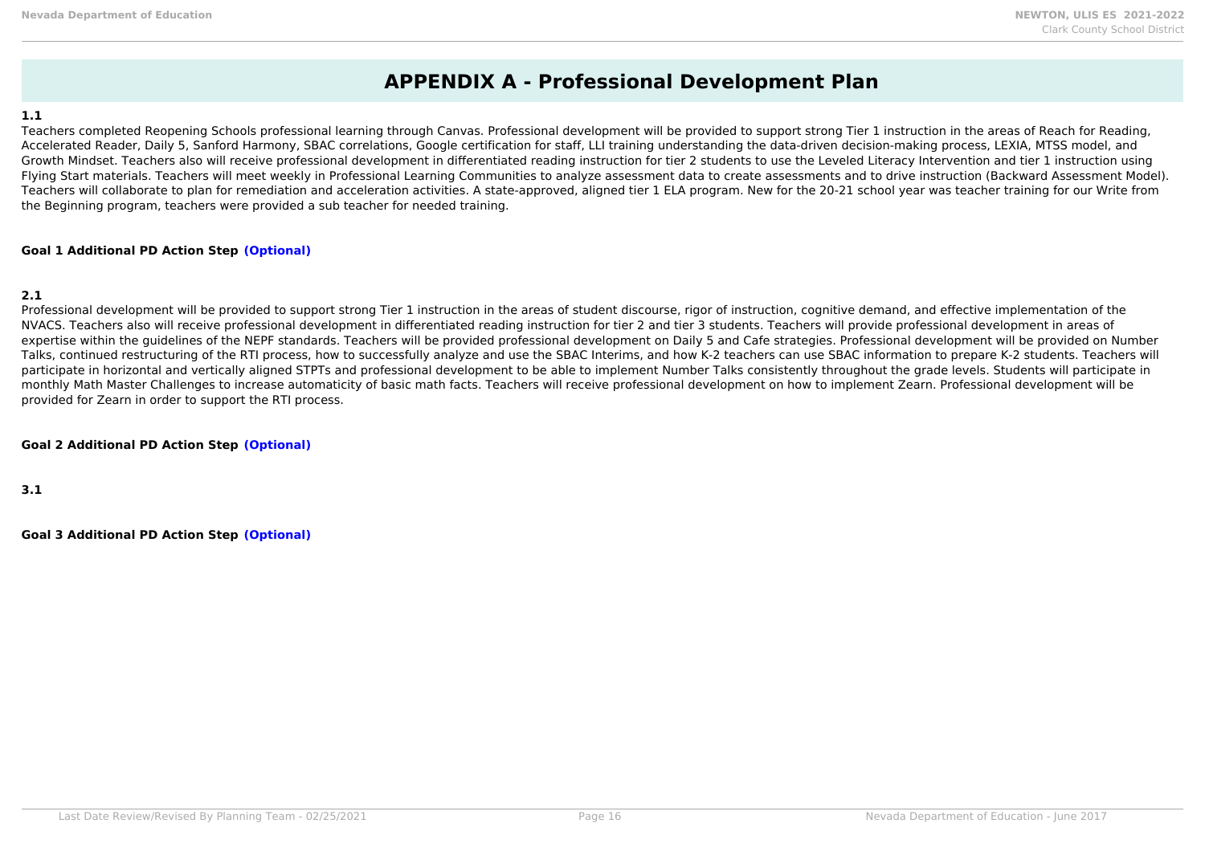# APPENDIX A - Professional Development Plan

**1.1**

Teachers completed Reopening Schools professional learning through Canvas. Professional development will be provided to support strong Tier 1 instruction in the areas of Reach for Reading, Accelerated Reader, Daily 5, Sanford Harmony, SBAC correlations, Google certification for staff, LLI training understanding the data-driven decision-making process, LEXIA, MTSS model, and Growth Mindset. Teachers also will receive professional development in differentiated reading instruction for tier 2 students to use the Leveled Literacy Intervention and tier 1 instruction using Flying Start materials. Teachers will meet weekly in Professional Learning Communities to analyze assessment data to create assessments and to drive instruction (Backward Assessment Model). Teachers will collaborate to plan for remediation and acceleration activities. A state-approved, aligned tier 1 ELA program. New for the 20-21 school year was teacher training for our Write from the Beginning program, teachers were provided a sub teacher for needed training.

**Goal 1 Additional PD Action Step (Optional)**

**2.1**

Professional development will be provided to support strong Tier 1 instruction in the areas of student discourse, rigor of instruction, cognitive demand, and effective implementation of the NVACS. Teachers also will receive professional development in differentiated reading instruction for tier 2 and tier 3 students. Teachers will provide professional development in areas of expertise within the guidelines of the NEPF standards. Teachers will be provided professional development on Daily 5 and Cafe strategies. Professional development will be provided on Number Talks, continued restructuring of the RTI process, how to successfully analyze and use the SBAC Interims, and how K-2 teachers can use SBAC information to prepare K-2 students. Teachers will participate in horizontal and vertically aligned STPTs and professional development to be able to implement Number Talks consistently throughout the grade levels. Students will participate in monthly Math Master Challenges to increase automaticity of basic math facts. Teachers will receive professional development on how to implement Zearn. Professional development will be provided for Zearn in order to support the RTI process.

**Goal 2 Additional PD Action Step (Optional)**

**3.1**

**Goal 3 Additional PD Action Step (Optional)**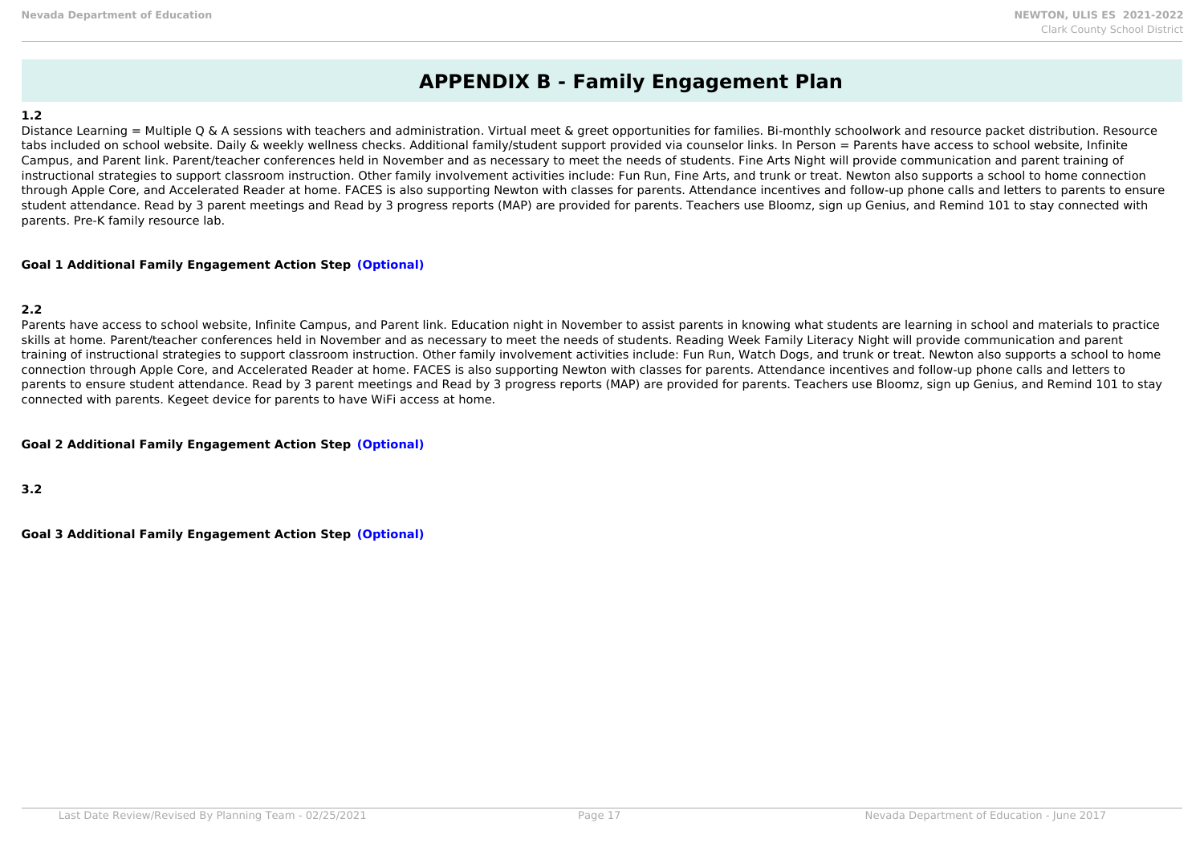# APPENDIX B - Family Engagement Plan

**1.2**

Distance Learning = Multiple Q & A sessions with teachers and administration. Virtual meet & greet opportunities for families. Bi-monthly schoolwork and resource packet distribution. Resource tabs included on school website. Daily & weekly wellness checks. Additional family/student support provided via counselor links. In Person = Parents have access to school website, Infinite Campus, and Parent link. Parent/teacher conferences held in November and as necessary to meet the needs of students. Fine Arts Night will provide communication and parent training of instructional strategies to support classroom instruction. Other family involvement activities include: Fun Run, Fine Arts, and trunk or treat. Newton also supports a school to home connection through Apple Core, and Accelerated Reader at home. FACES is also supporting Newton with classes for parents. Attendance incentives and follow-up phone calls and letters to parents to ensure student attendance. Read by 3 parent meetings and Read by 3 progress reports (MAP) are provided for parents. Teachers use Bloomz, sign up Genius, and Remind 101 to stay connected with parents. Pre-K family resource lab.

**Goal 1 Additional Family Engagement Action Step (Optional)**

**2.2**

Parents have access to school website, Infinite Campus, and Parent link. Education night in November to assist parents in knowing what students are learning in school and materials to practice skills at home. Parent/teacher conferences held in November and as necessary to meet the needs of students. Reading Week Family Literacy Night will provide communication and parent training of instructional strategies to support classroom instruction. Other family involvement activities include: Fun Run, Watch Dogs, and trunk or treat. Newton also supports a school to home connection through Apple Core, and Accelerated Reader at home. FACES is also supporting Newton with classes for parents. Attendance incentives and follow-up phone calls and letters to parents to ensure student attendance. Read by 3 parent meetings and Read by 3 progress reports (MAP) are provided for parents. Teachers use Bloomz, sign up Genius, and Remind 101 to stay connected with parents. Kegeet device for parents to have WiFi access at home.

**Goal 2 Additional Family Engagement Action Step (Optional)**

**3.2**

**Goal 3 Additional Family Engagement Action Step (Optional)**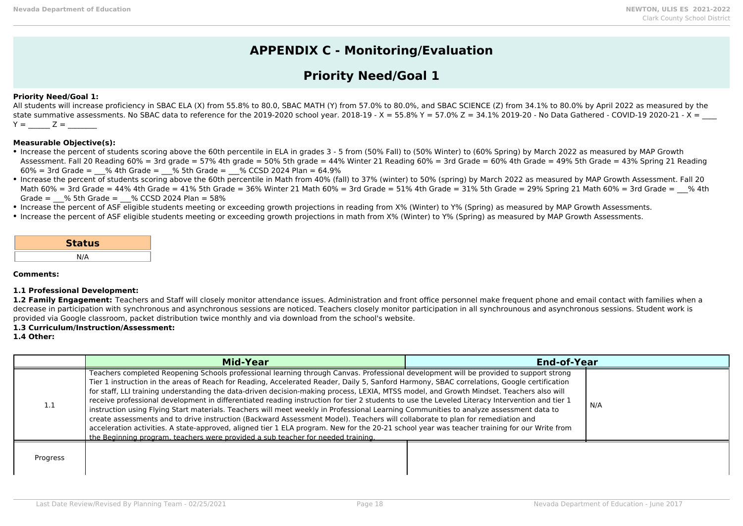# APPENDIX C - Monitoring/Evaluation

## Priority Need/Goal 1

**Priority Need/Goal 1:**
All students will increase proficiency in SBAC ELA (X) from 55.8% to 80.0, SBAC MATH (Y) from 57.0% to 80.0%, and SBAC SCIENCE (Z) from 34.1% to 80.0% by April 2022 as measured by the state summative assessments. No SBAC data to reference for the 2019-2020 school year. 2018-19 - X = 55.8% Y = 57.0% Z = 34.1% 2019-20 - No Data Gathered - COVID-19 2020-21 - X = ____ Y = ______ Z = ________

**Measurable Objective(s):**

- Increase the percent of students scoring above the 60th percentile in ELA in grades 3 - 5 from (50% Fall) to (50% Winter) to (60% Spring) by March 2022 as measured by MAP Growth Assessment. Fall 20 Reading 60% = 3rd grade = 57% 4th grade = 50% 5th grade = 44% Winter 21 Reading 60% = 3rd Grade = 60% 4th Grade = 49% 5th Grade = 43% Spring 21 Reading 60% = 3rd Grade = ___% 4th Grade = ___% 5th Grade = ___% CCSD 2024 Plan = 64.9%
- Increase the percent of students scoring above the 60th percentile in Math from 40% (fall) to 37% (winter) to 50% (spring) by March 2022 as measured by MAP Growth Assessment. Fall 20 Math 60% = 3rd Grade = 44% 4th Grade = 41% 5th Grade = 36% Winter 21 Math 60% = 3rd Grade = 51% 4th Grade = 31% 5th Grade = 29% Spring 21 Math 60% = 3rd Grade = ___% 4th Grade = ___% 5th Grade = ___% CCSD 2024 Plan = 58%
- Increase the percent of ASF eligible students meeting or exceeding growth projections in reading from X% (Winter) to Y% (Spring) as measured by MAP Growth Assessments.
- Increase the percent of ASF eligible students meeting or exceeding growth projections in math from X% (Winter) to Y% (Spring) as measured by MAP Growth Assessments.

| Status |
|---|
| N/A |

**Comments:**

**1.1 Professional Development:**
**1.2 Family Engagement:** Teachers and Staff will closely monitor attendance issues. Administration and front office personnel make frequent phone and email contact with families when a decrease in participation with synchronous and asynchronous sessions are noticed. Teachers closely monitor participation in all synchrounous and asynchronous sessions. Student work is provided via Google classroom, packet distribution twice monthly and via download from the school's website.
**1.3 Curriculum/Instruction/Assessment:**
**1.4 Other:**

| | Mid-Year | End-of-Year |
|---|---|---|
| 1.1 | Teachers completed Reopening Schools professional learning through Canvas. Professional development will be provided to support strong Tier 1 instruction in the areas of Reach for Reading, Accelerated Reader, Daily 5, Sanford Harmony, SBAC correlations, Google certification for staff, LLI training understanding the data-driven decision-making process, LEXIA, MTSS model, and Growth Mindset. Teachers also will receive professional development in differentiated reading instruction for tier 2 students to use the Leveled Literacy Intervention and tier 1 instruction using Flying Start materials. Teachers will meet weekly in Professional Learning Communities to analyze assessment data to create assessments and to drive instruction (Backward Assessment Model). Teachers will collaborate to plan for remediation and acceleration activities. A state-approved, aligned tier 1 ELA program. New for the 20-21 school year was teacher training for our Write from the Beginning program. teachers were provided a sub teacher for needed training. | N/A |
| Progress | | |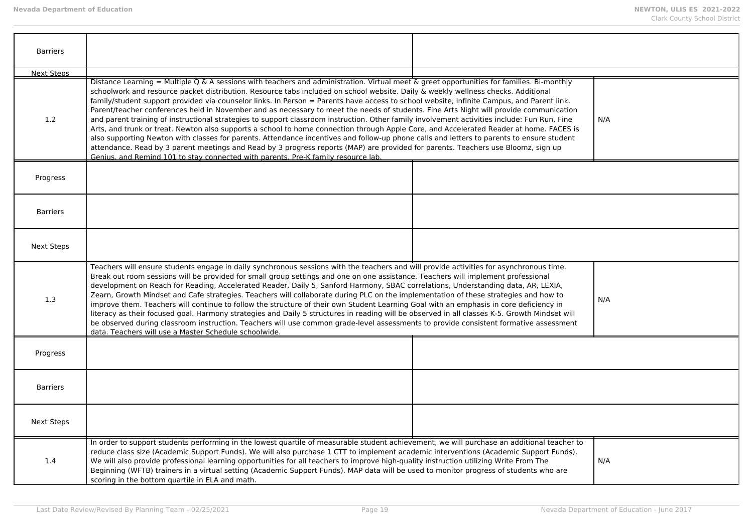| | | |
|---|---|---|
| Barriers | | |
| Next Steps | | |
| 1.2 | Distance Learning = Multiple Q & A sessions with teachers and administration. Virtual meet & greet opportunities for families. Bi-monthly schoolwork and resource packet distribution. Resource tabs included on school website. Daily & weekly wellness checks. Additional family/student support provided via counselor links. In Person = Parents have access to school website, Infinite Campus, and Parent link. Parent/teacher conferences held in November and as necessary to meet the needs of students. Fine Arts Night will provide communication and parent training of instructional strategies to support classroom instruction. Other family involvement activities include: Fun Run, Fine Arts, and trunk or treat. Newton also supports a school to home connection through Apple Core, and Accelerated Reader at home. FACES is also supporting Newton with classes for parents. Attendance incentives and follow-up phone calls and letters to parents to ensure student attendance. Read by 3 parent meetings and Read by 3 progress reports (MAP) are provided for parents. Teachers use Bloomz, sign up Genius, and Remind 101 to stay connected with parents. Pre-K family resource lab. | N/A |
| Progress | | |
| Barriers | | |
| Next Steps | | |
| 1.3 | Teachers will ensure students engage in daily synchronous sessions with the teachers and will provide activities for asynchronous time. Break out room sessions will be provided for small group settings and one on one assistance. Teachers will implement professional development on Reach for Reading, Accelerated Reader, Daily 5, Sanford Harmony, SBAC correlations, Understanding data, AR, LEXIA, Zearn, Growth Mindset and Cafe strategies. Teachers will collaborate during PLC on the implementation of these strategies and how to improve them. Teachers will continue to follow the structure of their own Student Learning Goal with an emphasis in core deficiency in literacy as their focused goal. Harmony strategies and Daily 5 structures in reading will be observed in all classes K-5. Growth Mindset will be observed during classroom instruction. Teachers will use common grade-level assessments to provide consistent formative assessment data. Teachers will use a Master Schedule schoolwide. | N/A |
| Progress | | |
| Barriers | | |
| Next Steps | | |
| 1.4 | In order to support students performing in the lowest quartile of measurable student achievement, we will purchase an additional teacher to reduce class size (Academic Support Funds). We will also purchase 1 CTT to implement academic interventions (Academic Support Funds). We will also provide professional learning opportunities for all teachers to improve high-quality instruction utilizing Write From The Beginning (WFTB) trainers in a virtual setting (Academic Support Funds). MAP data will be used to monitor progress of students who are scoring in the bottom quartile in ELA and math. | N/A |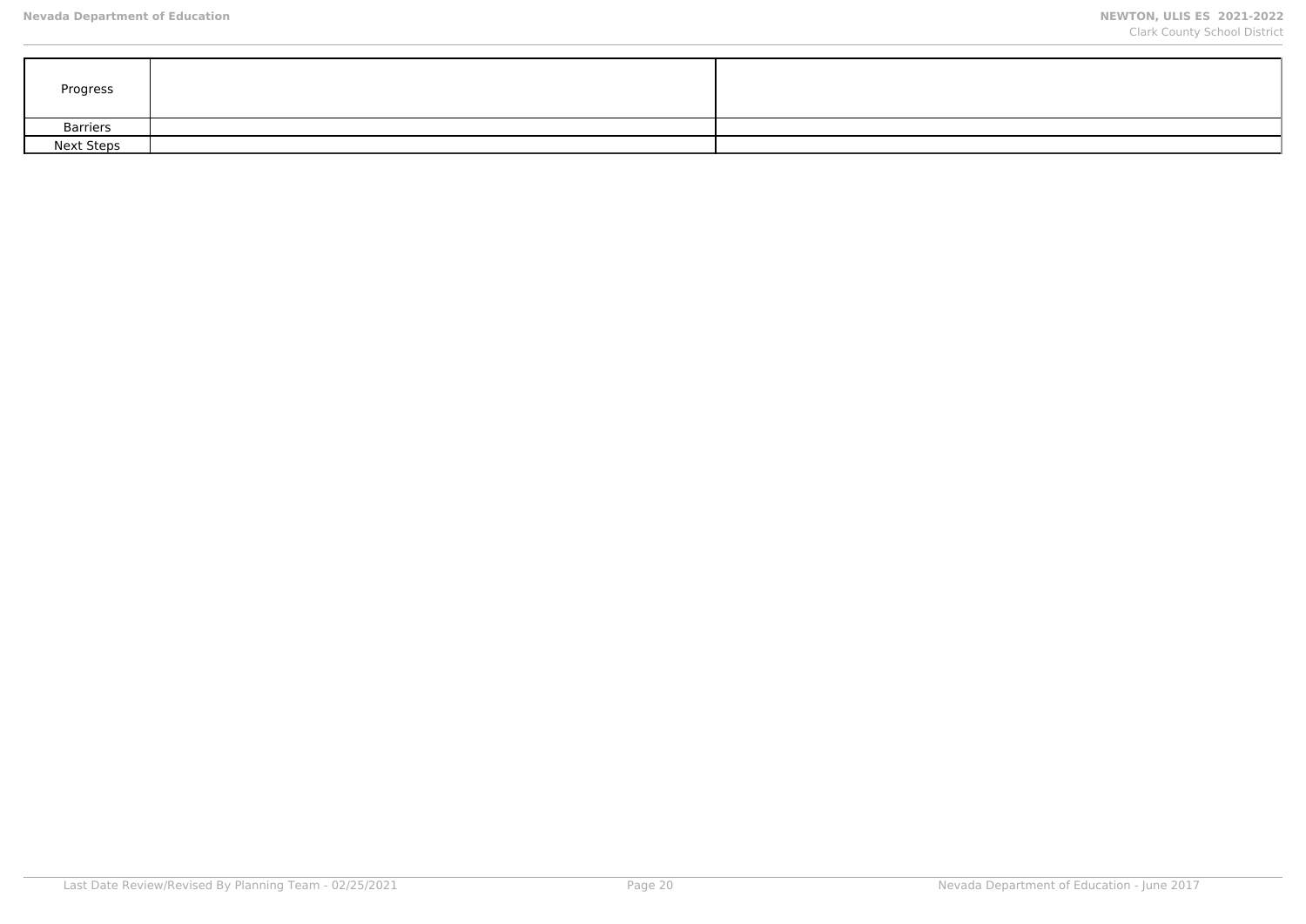| | | |
|---|---|---|
| Progress | | |
| Barriers | | |
| Next Steps | | |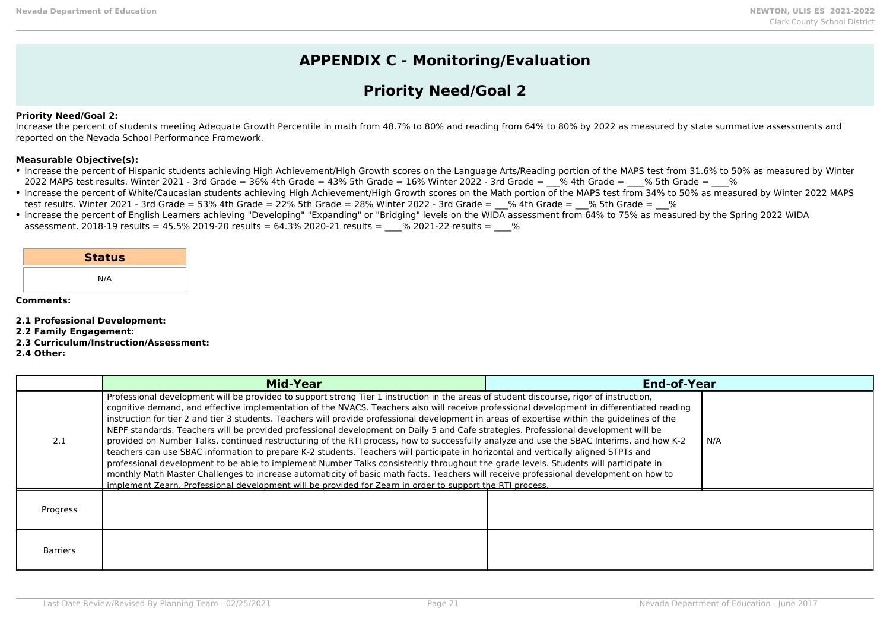# APPENDIX C - Monitoring/Evaluation

## Priority Need/Goal 2

**Priority Need/Goal 2:**
Increase the percent of students meeting Adequate Growth Percentile in math from 48.7% to 80% and reading from 64% to 80% by 2022 as measured by state summative assessments and reported on the Nevada School Performance Framework.

**Measurable Objective(s):**

- Increase the percent of Hispanic students achieving High Achievement/High Growth scores on the Language Arts/Reading portion of the MAPS test from 31.6% to 50% as measured by Winter 2022 MAPS test results. Winter 2021 - 3rd Grade = 36% 4th Grade = 43% 5th Grade = 16% Winter 2022 - 3rd Grade = ___% 4th Grade = ____% 5th Grade = ____%
- Increase the percent of White/Caucasian students achieving High Achievement/High Growth scores on the Math portion of the MAPS test from 34% to 50% as measured by Winter 2022 MAPS test results. Winter 2021 - 3rd Grade = 53% 4th Grade = 22% 5th Grade = 28% Winter 2022 - 3rd Grade = ___% 4th Grade = ___% 5th Grade = ___%
- Increase the percent of English Learners achieving "Developing" "Expanding" or "Bridging" levels on the WIDA assessment from 64% to 75% as measured by the Spring 2022 WIDA assessment. 2018-19 results = 45.5% 2019-20 results = 64.3% 2020-21 results = ____% 2021-22 results = ____%

| Status |
| --- |
| N/A |

**Comments:**

**2.1 Professional Development:**
**2.2 Family Engagement:**
**2.3 Curriculum/Instruction/Assessment:**
**2.4 Other:**

| | Mid-Year | End-of-Year |
| --- | --- | --- |
| 2.1 | Professional development will be provided to support strong Tier 1 instruction in the areas of student discourse, rigor of instruction, cognitive demand, and effective implementation of the NVACS. Teachers also will receive professional development in differentiated reading instruction for tier 2 and tier 3 students. Teachers will provide professional development in areas of expertise within the guidelines of the NEPF standards. Teachers will be provided professional development on Daily 5 and Cafe strategies. Professional development will be provided on Number Talks, continued restructuring of the RTI process, how to successfully analyze and use the SBAC Interims, and how K-2 teachers can use SBAC information to prepare K-2 students. Teachers will participate in horizontal and vertically aligned STPTs and professional development to be able to implement Number Talks consistently throughout the grade levels. Students will participate in monthly Math Master Challenges to increase automaticity of basic math facts. Teachers will receive professional development on how to implement Zearn. Professional development will be provided for Zearn in order to support the RTI process. | N/A |
| Progress | | |
| Barriers | | |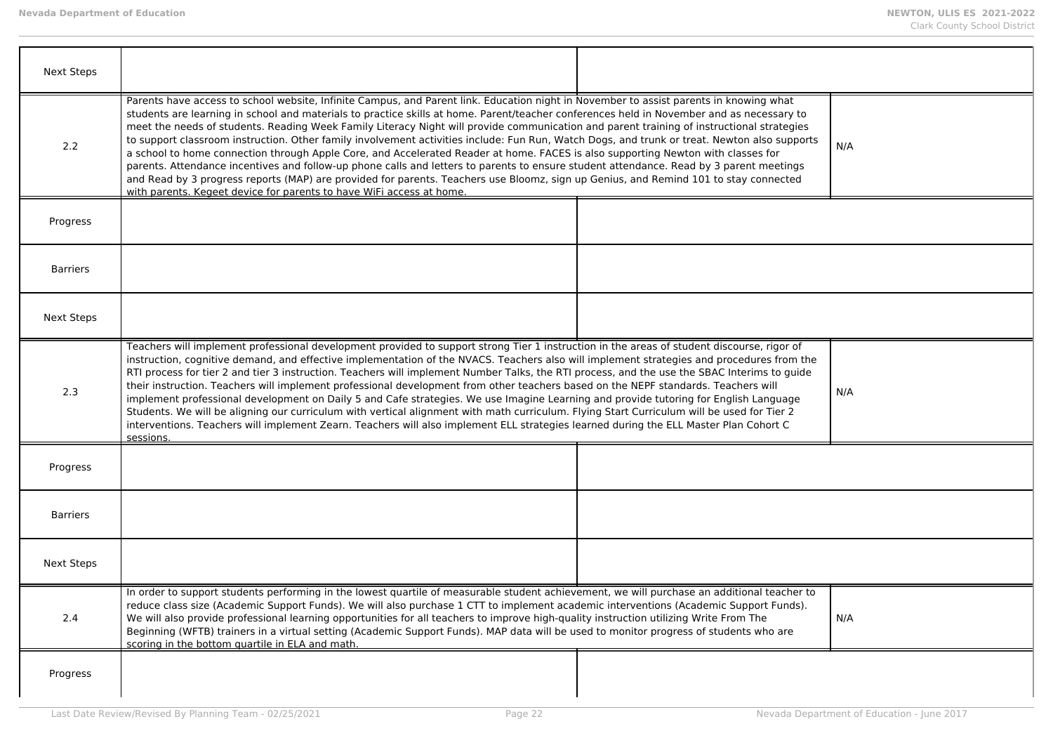| | | |
|---|---|---|
| Next Steps | | |
| 2.2 | Parents have access to school website, Infinite Campus, and Parent link. Education night in November to assist parents in knowing what students are learning in school and materials to practice skills at home. Parent/teacher conferences held in November and as necessary to meet the needs of students. Reading Week Family Literacy Night will provide communication and parent training of instructional strategies to support classroom instruction. Other family involvement activities include: Fun Run, Watch Dogs, and trunk or treat. Newton also supports a school to home connection through Apple Core, and Accelerated Reader at home. FACES is also supporting Newton with classes for parents. Attendance incentives and follow-up phone calls and letters to parents to ensure student attendance. Read by 3 parent meetings and Read by 3 progress reports (MAP) are provided for parents. Teachers use Bloomz, sign up Genius, and Remind 101 to stay connected with parents. Kegeet device for parents to have WiFi access at home. | N/A |
| Progress | | |
| Barriers | | |
| Next Steps | | |
| 2.3 | Teachers will implement professional development provided to support strong Tier 1 instruction in the areas of student discourse, rigor of instruction, cognitive demand, and effective implementation of the NVACS. Teachers also will implement strategies and procedures from the RTI process for tier 2 and tier 3 instruction. Teachers will implement Number Talks, the RTI process, and the use the SBAC Interims to guide their instruction. Teachers will implement professional development from other teachers based on the NEPF standards. Teachers will implement professional development on Daily 5 and Cafe strategies. We use Imagine Learning and provide tutoring for English Language Students. We will be aligning our curriculum with vertical alignment with math curriculum. Flying Start Curriculum will be used for Tier 2 interventions. Teachers will implement Zearn. Teachers will also implement ELL strategies learned during the ELL Master Plan Cohort C sessions. | N/A |
| Progress | | |
| Barriers | | |
| Next Steps | | |
| 2.4 | In order to support students performing in the lowest quartile of measurable student achievement, we will purchase an additional teacher to reduce class size (Academic Support Funds). We will also purchase 1 CTT to implement academic interventions (Academic Support Funds). We will also provide professional learning opportunities for all teachers to improve high-quality instruction utilizing Write From The Beginning (WFTB) trainers in a virtual setting (Academic Support Funds). MAP data will be used to monitor progress of students who are scoring in the bottom quartile in ELA and math. | N/A |
| Progress | | |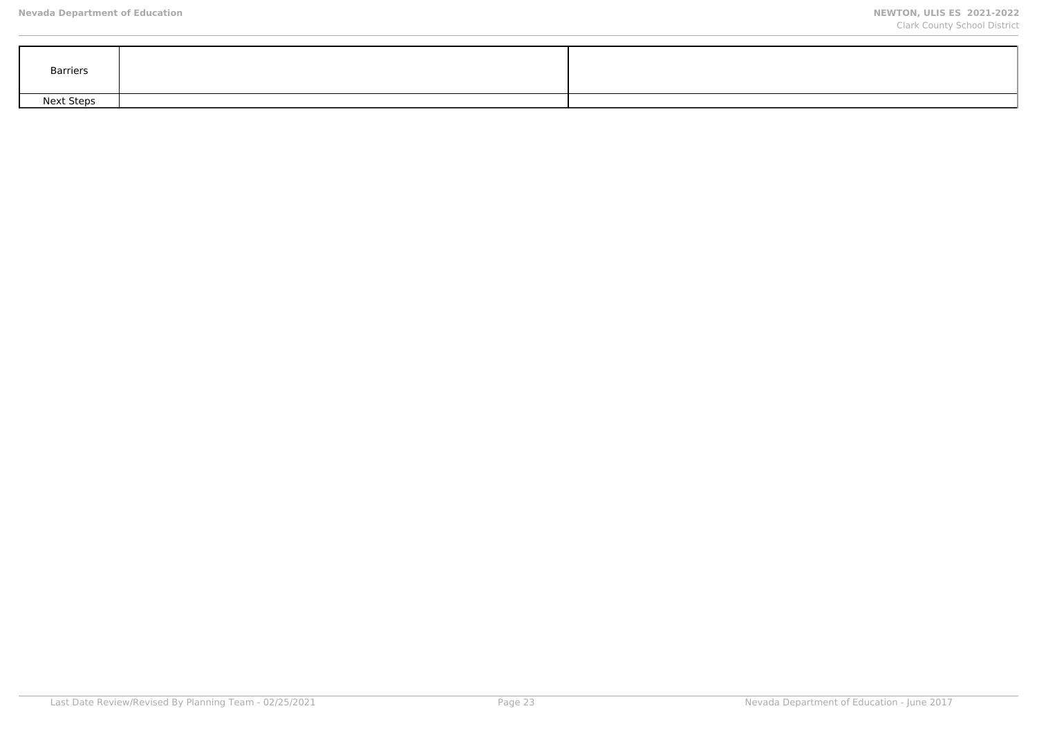| Barriers | | |
|---|---|---|
| Next Steps | | |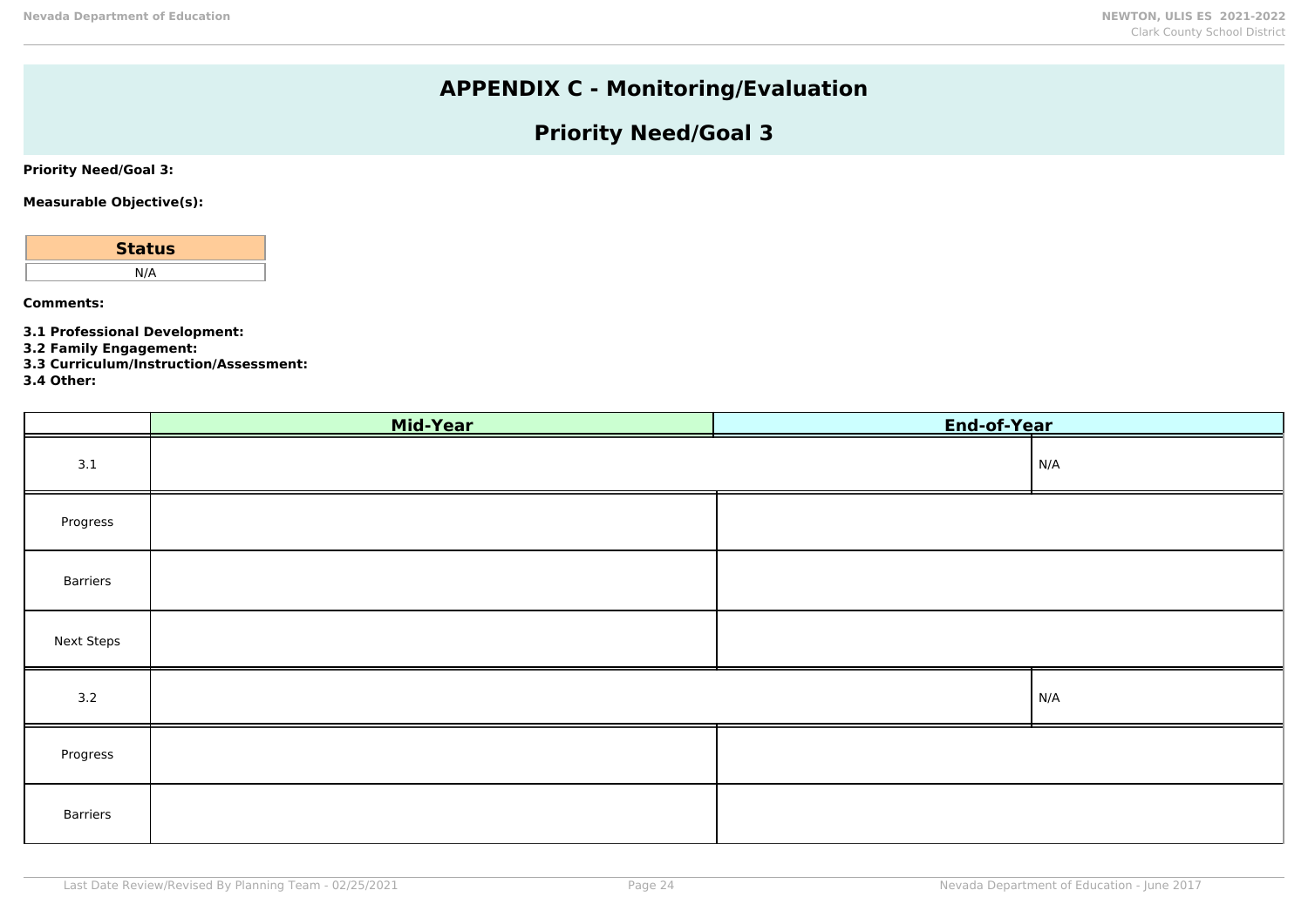# APPENDIX C - Monitoring/Evaluation

## Priority Need/Goal 3

**Priority Need/Goal 3:**

**Measurable Objective(s):**

| Status |
|---|
| N/A |

**Comments:**

**3.1 Professional Development:**
**3.2 Family Engagement:**
**3.3 Curriculum/Instruction/Assessment:**
**3.4 Other:**

| | Mid-Year | End-of-Year |
|---|---|---|
| 3.1 | | N/A |
| Progress | | |
| Barriers | | |
| Next Steps | | |
| 3.2 | | N/A |
| Progress | | |
| Barriers | | |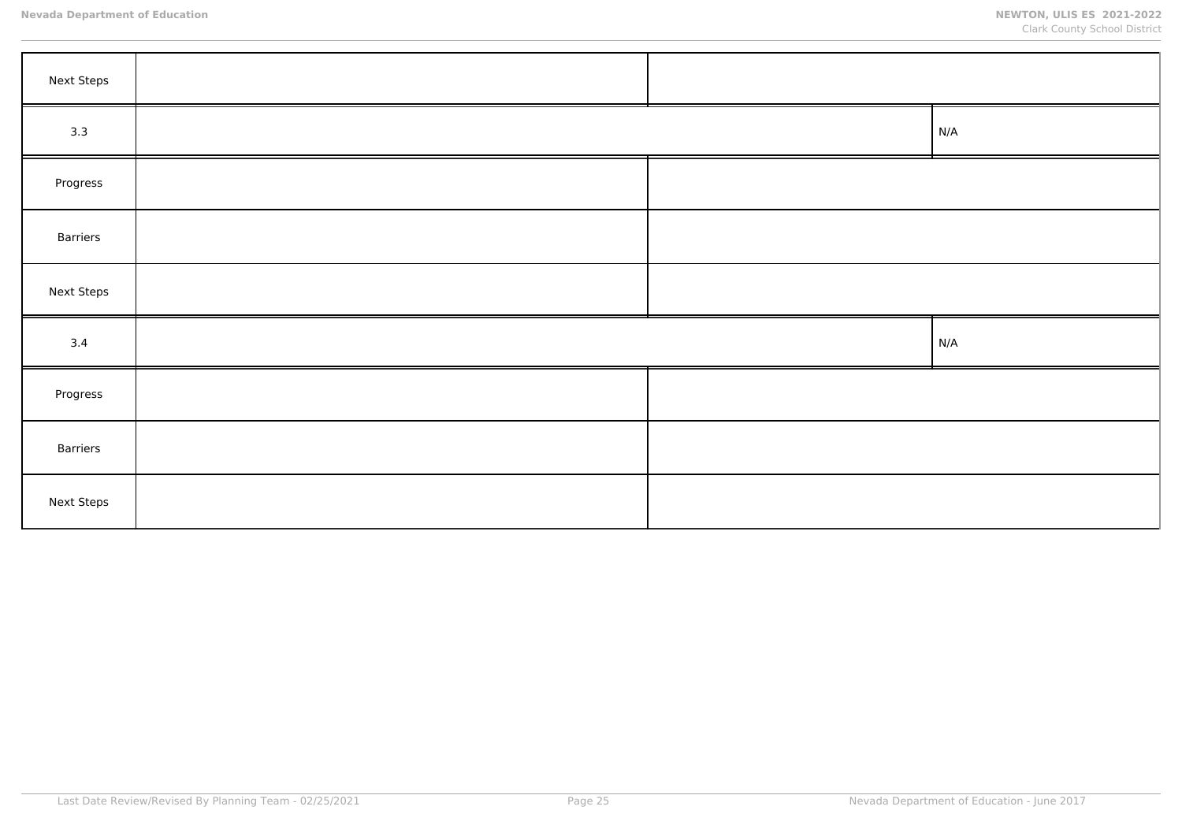| | | |
|---|---|---|
| Next Steps | | |
| 3.3 | | N/A |
| Progress | | |
| Barriers | | |
| Next Steps | | |
| 3.4 | | N/A |
| Progress | | |
| Barriers | | |
| Next Steps | | |